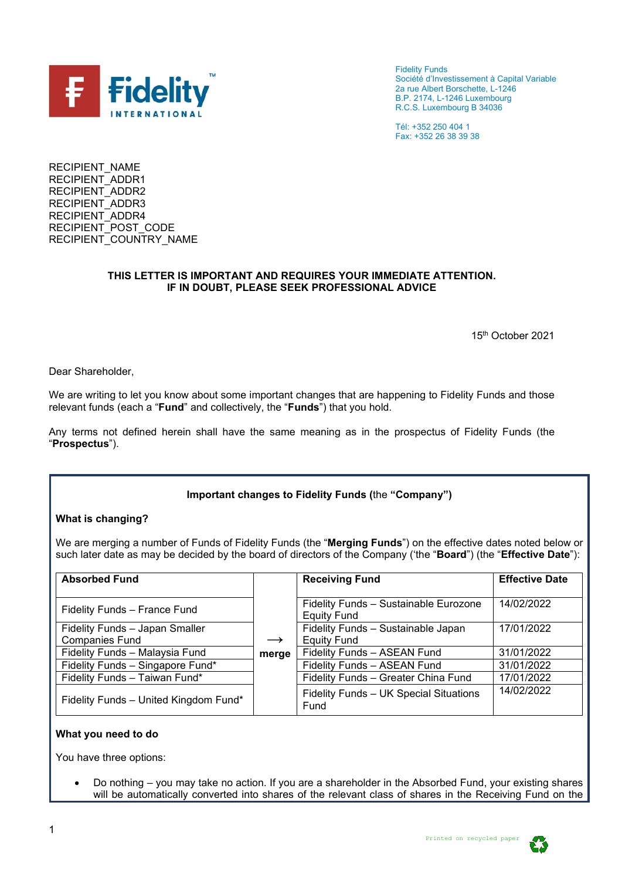Fidelity Funds
Société d'Investissement à Capital Variable
2a rue Albert Borschette, L-1246
B.P. 2174, L-1246 Luxembourg
R.C.S. Luxembourg B 34036

Tél: +352 250 404 1
Fax: +352 26 38 39 38

RECIPIENT_NAME
RECIPIENT_ADDR1
RECIPIENT_ADDR2
RECIPIENT_ADDR3
RECIPIENT_ADDR4
RECIPIENT_POST_CODE
RECIPIENT_COUNTRY_NAME

**THIS LETTER IS IMPORTANT AND REQUIRES YOUR IMMEDIATE ATTENTION.
IF IN DOUBT, PLEASE SEEK PROFESSIONAL ADVICE**

15th October 2021

Dear Shareholder,

We are writing to let you know about some important changes that are happening to Fidelity Funds and those relevant funds (each a "**Fund**" and collectively, the "**Funds**") that you hold.

Any terms not defined herein shall have the same meaning as in the prospectus of Fidelity Funds (the "**Prospectus**").

**Important changes to Fidelity Funds (**the **"Company")**

**What is changing?**

We are merging a number of Funds of Fidelity Funds (the "**Merging Funds**") on the effective dates noted below or such later date as may be decided by the board of directors of the Company ('the "**Board**") (the "**Effective Date**"):

| Absorbed Fund | | Receiving Fund | Effective Date |
|---|---|---|---|
| Fidelity Funds – France Fund | → merge | Fidelity Funds – Sustainable Eurozone Equity Fund | 14/02/2022 |
| Fidelity Funds – Japan Smaller Companies Fund | → merge | Fidelity Funds – Sustainable Japan Equity Fund | 17/01/2022 |
| Fidelity Funds – Malaysia Fund | → merge | Fidelity Funds – ASEAN Fund | 31/01/2022 |
| Fidelity Funds – Singapore Fund* | → merge | Fidelity Funds – ASEAN Fund | 31/01/2022 |
| Fidelity Funds – Taiwan Fund* | → merge | Fidelity Funds – Greater China Fund | 17/01/2022 |
| Fidelity Funds – United Kingdom Fund* | → merge | Fidelity Funds – UK Special Situations Fund | 14/02/2022 |

**What you need to do**

You have three options:

- Do nothing – you may take no action. If you are a shareholder in the Absorbed Fund, your existing shares will be automatically converted into shares of the relevant class of shares in the Receiving Fund on the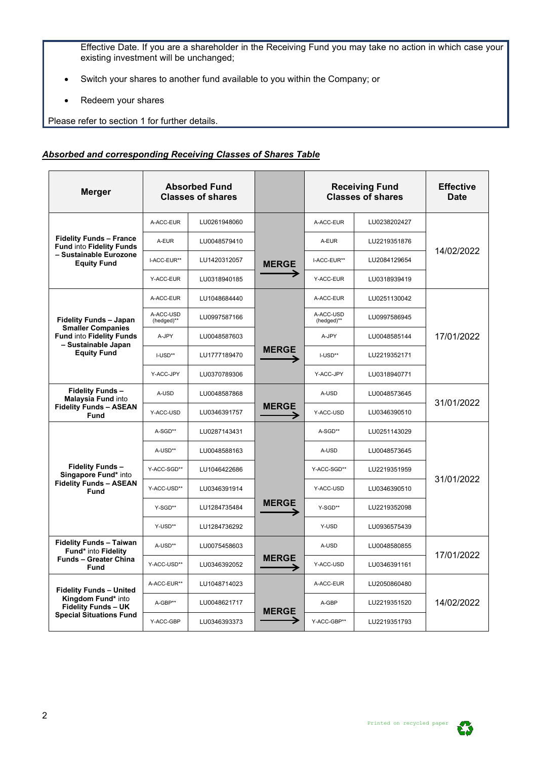Effective Date. If you are a shareholder in the Receiving Fund you may take no action in which case your existing investment will be unchanged;

- Switch your shares to another fund available to you within the Company; or
- Redeem your shares

Please refer to section 1 for further details.

***<u>Absorbed and corresponding Receiving Classes of Shares Table</u>***

| Merger | Absorbed Fund Classes of shares | | | Receiving Fund Classes of shares | | Effective Date |
|---|---|---|---|---|---|---|
| **Fidelity Funds – France Fund** into **Fidelity Funds – Sustainable Eurozone Equity Fund** | A-ACC-EUR | LU0261948060 | MERGE → | A-ACC-EUR | LU0238202427 | 14/02/2022 |
| | A-EUR | LU0048579410 | | A-EUR | LU2219351876 | |
| | I-ACC-EUR** | LU1420312057 | | I-ACC-EUR** | LU2084129654 | |
| | Y-ACC-EUR | LU0318940185 | | Y-ACC-EUR | LU0318939419 | |
| **Fidelity Funds – Japan Smaller Companies Fund** into **Fidelity Funds – Sustainable Japan Equity Fund** | A-ACC-EUR | LU1048684440 | MERGE → | A-ACC-EUR | LU0251130042 | 17/01/2022 |
| | A-ACC-USD (hedged)** | LU0997587166 | | A-ACC-USD (hedged)** | LU0997586945 | |
| | A-JPY | LU0048587603 | | A-JPY | LU0048585144 | |
| | I-USD** | LU1777189470 | | I-USD** | LU2219352171 | |
| | Y-ACC-JPY | LU0370789306 | | Y-ACC-JPY | LU0318940771 | |
| **Fidelity Funds – Malaysia Fund** into **Fidelity Funds – ASEAN Fund** | A-USD | LU0048587868 | MERGE → | A-USD | LU0048573645 | 31/01/2022 |
| | Y-ACC-USD | LU0346391757 | | Y-ACC-USD | LU0346390510 | |
| **Fidelity Funds – Singapore Fund*** into **Fidelity Funds – ASEAN Fund** | A-SGD** | LU0287143431 | MERGE → | A-SGD** | LU0251143029 | 31/01/2022 |
| | A-USD** | LU0048588163 | | A-USD | LU0048573645 | |
| | Y-ACC-SGD** | LU1046422686 | | Y-ACC-SGD** | LU2219351959 | |
| | Y-ACC-USD** | LU0346391914 | | Y-ACC-USD | LU0346390510 | |
| | Y-SGD** | LU1284735484 | | Y-SGD** | LU2219352098 | |
| | Y-USD** | LU1284736292 | | Y-USD | LU0936575439 | |
| **Fidelity Funds – Taiwan Fund*** into **Fidelity Funds – Greater China Fund** | A-USD** | LU0075458603 | MERGE → | A-USD | LU0048580855 | 17/01/2022 |
| | Y-ACC-USD** | LU0346392052 | | Y-ACC-USD | LU0346391161 | |
| **Fidelity Funds – United Kingdom Fund*** into **Fidelity Funds – UK Special Situations Fund** | A-ACC-EUR** | LU1048714023 | MERGE → | A-ACC-EUR | LU2050860480 | 14/02/2022 |
| | A-GBP** | LU0048621717 | | A-GBP | LU2219351520 | |
| | Y-ACC-GBP | LU0346393373 | | Y-ACC-GBP** | LU2219351793 | |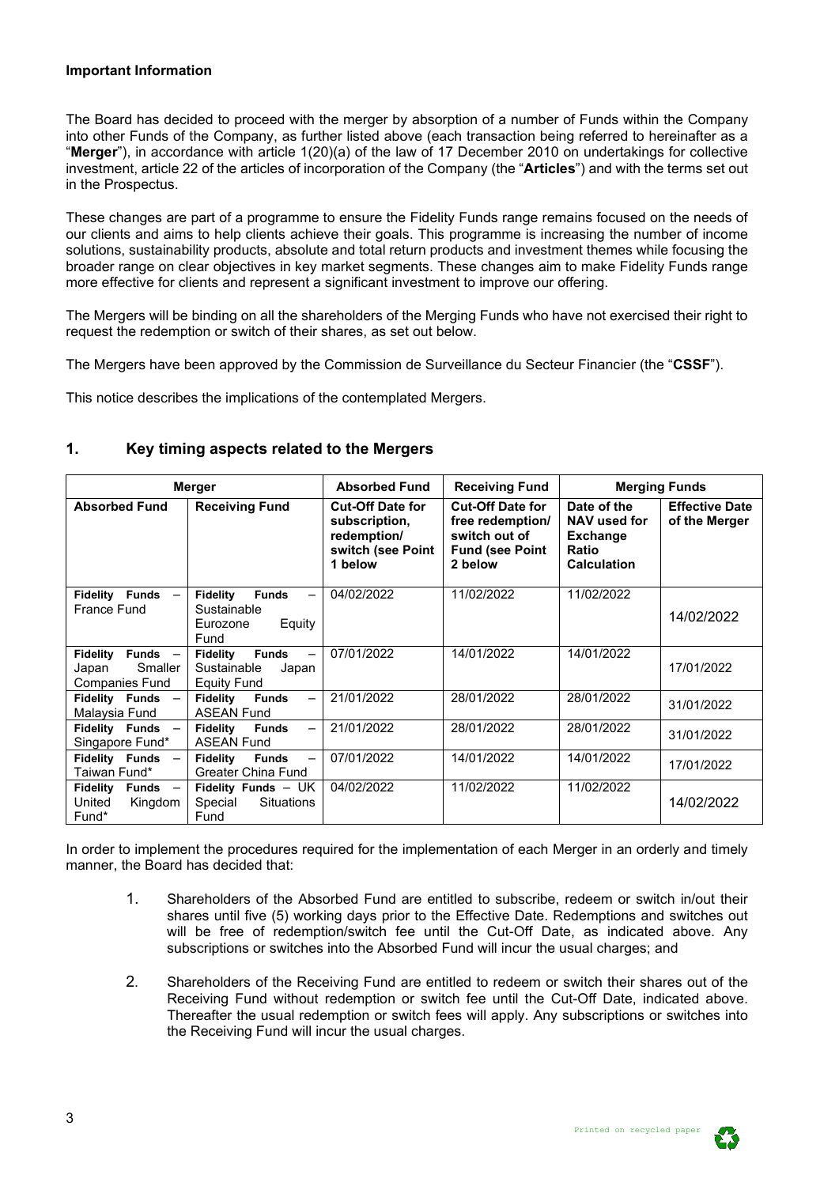**Important Information**

The Board has decided to proceed with the merger by absorption of a number of Funds within the Company into other Funds of the Company, as further listed above (each transaction being referred to hereinafter as a "**Merger**"), in accordance with article 1(20)(a) of the law of 17 December 2010 on undertakings for collective investment, article 22 of the articles of incorporation of the Company (the "**Articles**") and with the terms set out in the Prospectus.

These changes are part of a programme to ensure the Fidelity Funds range remains focused on the needs of our clients and aims to help clients achieve their goals. This programme is increasing the number of income solutions, sustainability products, absolute and total return products and investment themes while focusing the broader range on clear objectives in key market segments. These changes aim to make Fidelity Funds range more effective for clients and represent a significant investment to improve our offering.

The Mergers will be binding on all the shareholders of the Merging Funds who have not exercised their right to request the redemption or switch of their shares, as set out below.

The Mergers have been approved by the Commission de Surveillance du Secteur Financier (the "**CSSF**").

This notice describes the implications of the contemplated Mergers.

## 1. Key timing aspects related to the Mergers

| Merger | | Absorbed Fund | Receiving Fund | Merging Funds | |
|---|---|---|---|---|---|
| **Absorbed Fund** | **Receiving Fund** | **Cut-Off Date for subscription, redemption/ switch (see Point 1 below** | **Cut-Off Date for free redemption/ switch out of Fund (see Point 2 below** | **Date of the NAV used for Exchange Ratio Calculation** | **Effective Date of the Merger** |
| **Fidelity Funds** – France Fund | **Fidelity Funds** – Sustainable Eurozone Equity Fund | 04/02/2022 | 11/02/2022 | 11/02/2022 | 14/02/2022 |
| **Fidelity Funds** – Japan Smaller Companies Fund | **Fidelity Funds** – Sustainable Japan Equity Fund | 07/01/2022 | 14/01/2022 | 14/01/2022 | 17/01/2022 |
| **Fidelity Funds** – Malaysia Fund | **Fidelity Funds** – ASEAN Fund | 21/01/2022 | 28/01/2022 | 28/01/2022 | 31/01/2022 |
| **Fidelity Funds** – Singapore Fund* | **Fidelity Funds** – ASEAN Fund | 21/01/2022 | 28/01/2022 | 28/01/2022 | 31/01/2022 |
| **Fidelity Funds** – Taiwan Fund* | **Fidelity Funds** – Greater China Fund | 07/01/2022 | 14/01/2022 | 14/01/2022 | 17/01/2022 |
| **Fidelity Funds** – United Kingdom Fund* | **Fidelity Funds** – UK Special Situations Fund | 04/02/2022 | 11/02/2022 | 11/02/2022 | 14/02/2022 |

In order to implement the procedures required for the implementation of each Merger in an orderly and timely manner, the Board has decided that:

1. Shareholders of the Absorbed Fund are entitled to subscribe, redeem or switch in/out their shares until five (5) working days prior to the Effective Date. Redemptions and switches out will be free of redemption/switch fee until the Cut-Off Date, as indicated above. Any subscriptions or switches into the Absorbed Fund will incur the usual charges; and

2. Shareholders of the Receiving Fund are entitled to redeem or switch their shares out of the Receiving Fund without redemption or switch fee until the Cut-Off Date, indicated above. Thereafter the usual redemption or switch fees will apply. Any subscriptions or switches into the Receiving Fund will incur the usual charges.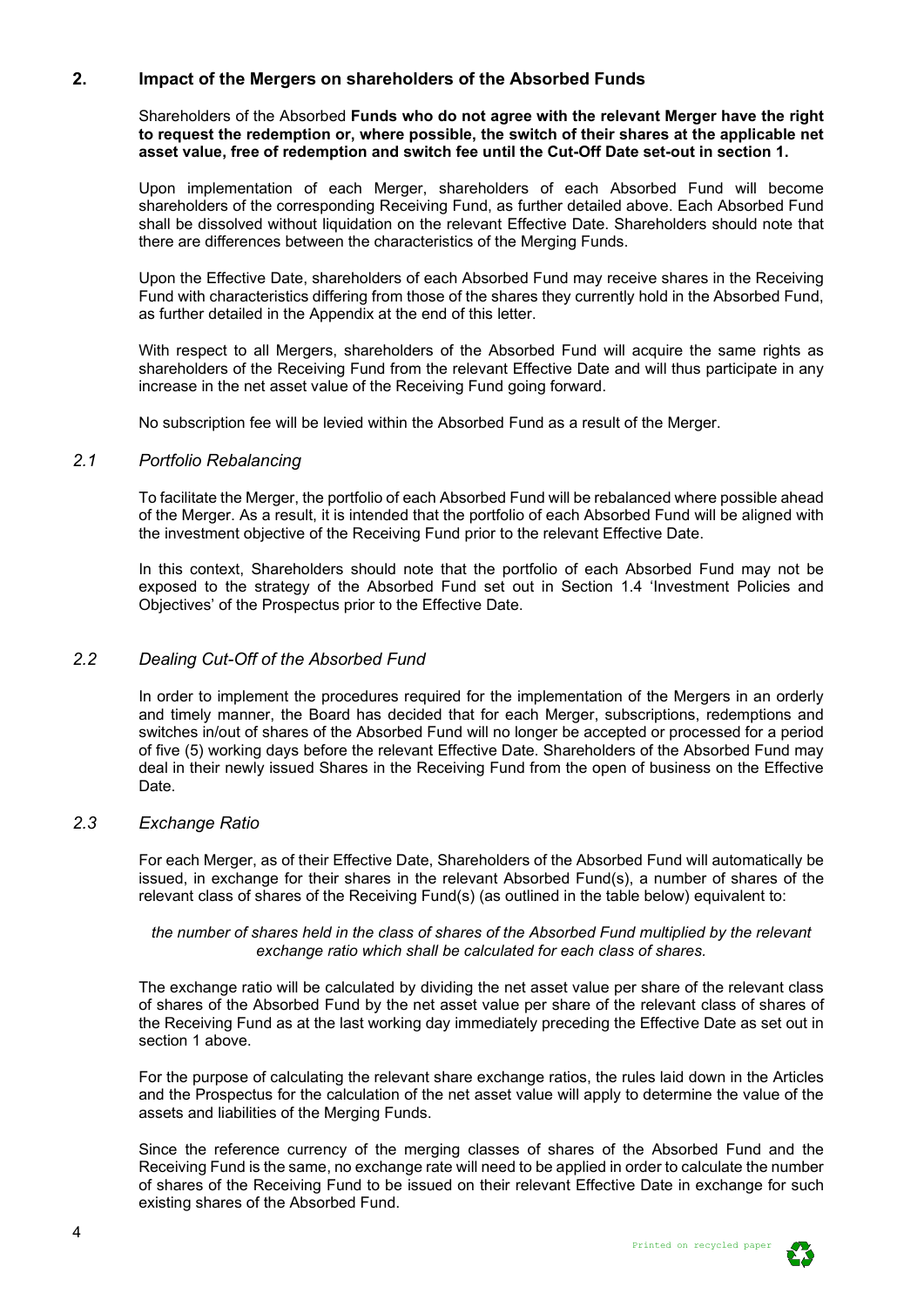## 2. Impact of the Mergers on shareholders of the Absorbed Funds

Shareholders of the Absorbed **Funds who do not agree with the relevant Merger have the right to request the redemption or, where possible, the switch of their shares at the applicable net asset value, free of redemption and switch fee until the Cut-Off Date set-out in section 1.**

Upon implementation of each Merger, shareholders of each Absorbed Fund will become shareholders of the corresponding Receiving Fund, as further detailed above. Each Absorbed Fund shall be dissolved without liquidation on the relevant Effective Date. Shareholders should note that there are differences between the characteristics of the Merging Funds.

Upon the Effective Date, shareholders of each Absorbed Fund may receive shares in the Receiving Fund with characteristics differing from those of the shares they currently hold in the Absorbed Fund, as further detailed in the Appendix at the end of this letter.

With respect to all Mergers, shareholders of the Absorbed Fund will acquire the same rights as shareholders of the Receiving Fund from the relevant Effective Date and will thus participate in any increase in the net asset value of the Receiving Fund going forward.

No subscription fee will be levied within the Absorbed Fund as a result of the Merger.

### *2.1 Portfolio Rebalancing*

To facilitate the Merger, the portfolio of each Absorbed Fund will be rebalanced where possible ahead of the Merger. As a result, it is intended that the portfolio of each Absorbed Fund will be aligned with the investment objective of the Receiving Fund prior to the relevant Effective Date.

In this context, Shareholders should note that the portfolio of each Absorbed Fund may not be exposed to the strategy of the Absorbed Fund set out in Section 1.4 'Investment Policies and Objectives' of the Prospectus prior to the Effective Date.

### *2.2 Dealing Cut-Off of the Absorbed Fund*

In order to implement the procedures required for the implementation of the Mergers in an orderly and timely manner, the Board has decided that for each Merger, subscriptions, redemptions and switches in/out of shares of the Absorbed Fund will no longer be accepted or processed for a period of five (5) working days before the relevant Effective Date. Shareholders of the Absorbed Fund may deal in their newly issued Shares in the Receiving Fund from the open of business on the Effective Date.

### *2.3 Exchange Ratio*

For each Merger, as of their Effective Date, Shareholders of the Absorbed Fund will automatically be issued, in exchange for their shares in the relevant Absorbed Fund(s), a number of shares of the relevant class of shares of the Receiving Fund(s) (as outlined in the table below) equivalent to:

*the number of shares held in the class of shares of the Absorbed Fund multiplied by the relevant exchange ratio which shall be calculated for each class of shares.*

The exchange ratio will be calculated by dividing the net asset value per share of the relevant class of shares of the Absorbed Fund by the net asset value per share of the relevant class of shares of the Receiving Fund as at the last working day immediately preceding the Effective Date as set out in section 1 above.

For the purpose of calculating the relevant share exchange ratios, the rules laid down in the Articles and the Prospectus for the calculation of the net asset value will apply to determine the value of the assets and liabilities of the Merging Funds.

Since the reference currency of the merging classes of shares of the Absorbed Fund and the Receiving Fund is the same, no exchange rate will need to be applied in order to calculate the number of shares of the Receiving Fund to be issued on their relevant Effective Date in exchange for such existing shares of the Absorbed Fund.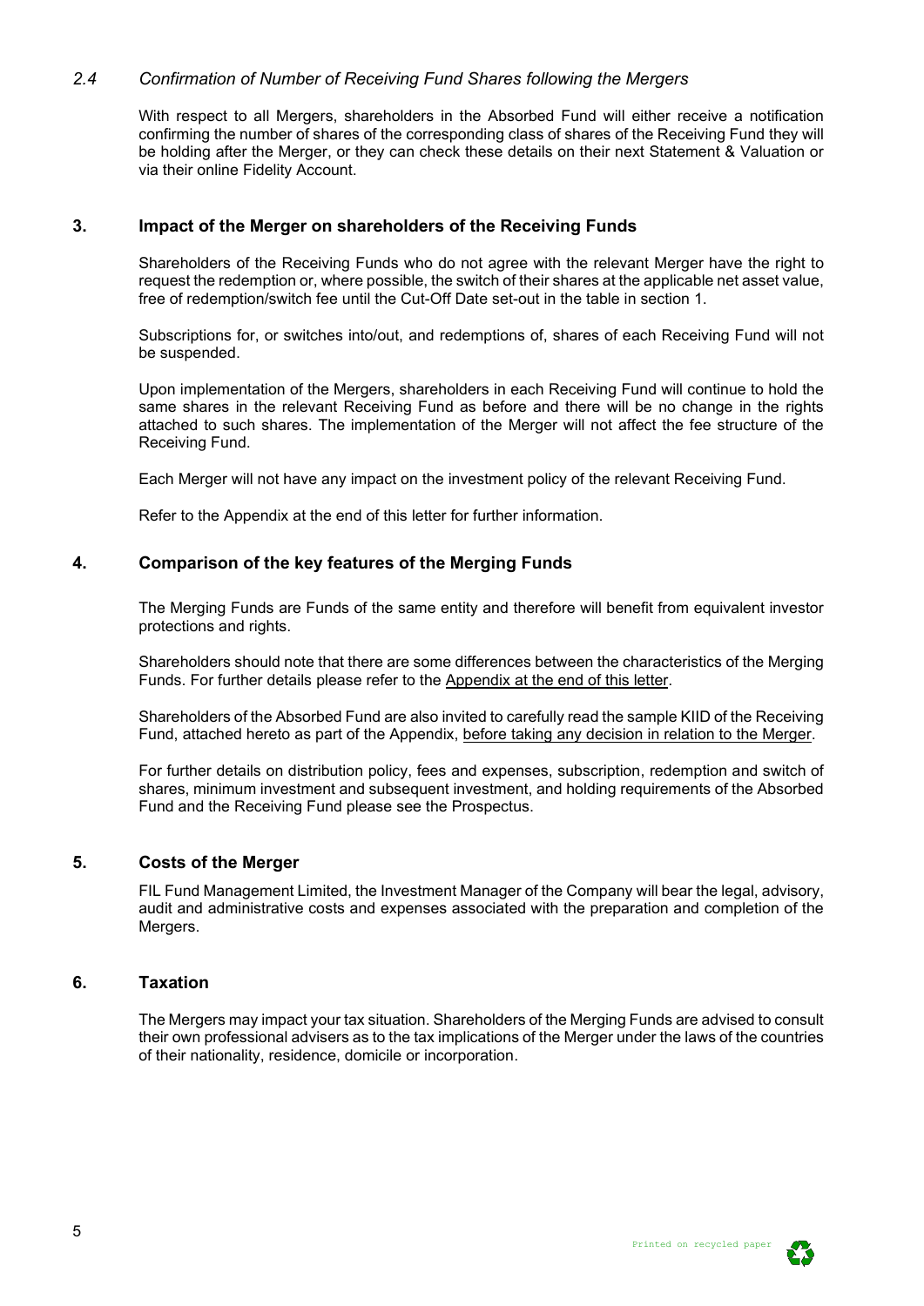### *2.4 Confirmation of Number of Receiving Fund Shares following the Mergers*

With respect to all Mergers, shareholders in the Absorbed Fund will either receive a notification confirming the number of shares of the corresponding class of shares of the Receiving Fund they will be holding after the Merger, or they can check these details on their next Statement & Valuation or via their online Fidelity Account.

## 3. Impact of the Merger on shareholders of the Receiving Funds

Shareholders of the Receiving Funds who do not agree with the relevant Merger have the right to request the redemption or, where possible, the switch of their shares at the applicable net asset value, free of redemption/switch fee until the Cut-Off Date set-out in the table in section 1.

Subscriptions for, or switches into/out, and redemptions of, shares of each Receiving Fund will not be suspended.

Upon implementation of the Mergers, shareholders in each Receiving Fund will continue to hold the same shares in the relevant Receiving Fund as before and there will be no change in the rights attached to such shares. The implementation of the Merger will not affect the fee structure of the Receiving Fund.

Each Merger will not have any impact on the investment policy of the relevant Receiving Fund.

Refer to the Appendix at the end of this letter for further information.

## 4. Comparison of the key features of the Merging Funds

The Merging Funds are Funds of the same entity and therefore will benefit from equivalent investor protections and rights.

Shareholders should note that there are some differences between the characteristics of the Merging Funds. For further details please refer to the Appendix at the end of this letter.

Shareholders of the Absorbed Fund are also invited to carefully read the sample KIID of the Receiving Fund, attached hereto as part of the Appendix, before taking any decision in relation to the Merger.

For further details on distribution policy, fees and expenses, subscription, redemption and switch of shares, minimum investment and subsequent investment, and holding requirements of the Absorbed Fund and the Receiving Fund please see the Prospectus.

## 5. Costs of the Merger

FIL Fund Management Limited, the Investment Manager of the Company will bear the legal, advisory, audit and administrative costs and expenses associated with the preparation and completion of the Mergers.

## 6. Taxation

The Mergers may impact your tax situation. Shareholders of the Merging Funds are advised to consult their own professional advisers as to the tax implications of the Merger under the laws of the countries of their nationality, residence, domicile or incorporation.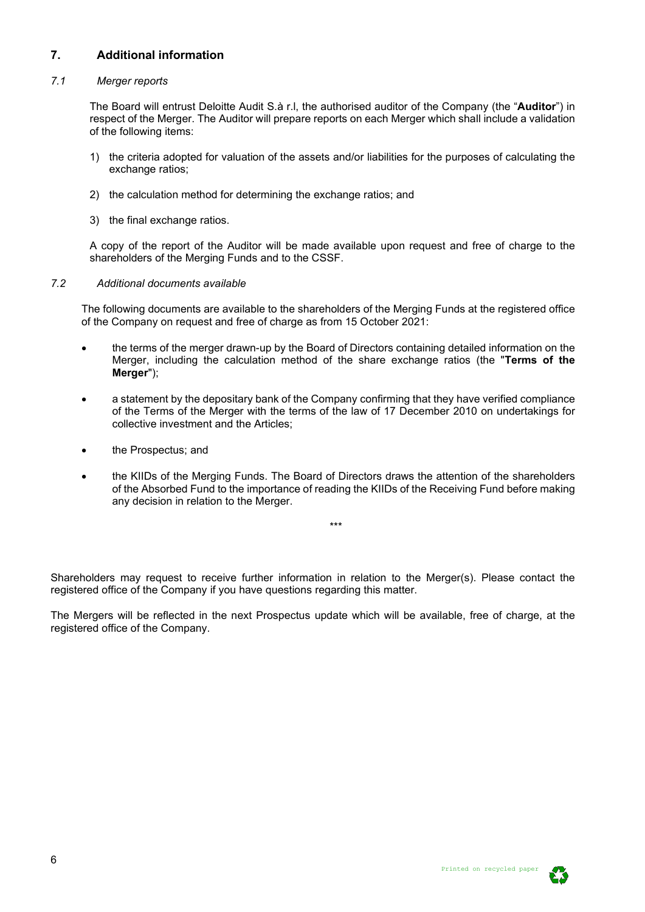## 7. Additional information

### *7.1 Merger reports*

The Board will entrust Deloitte Audit S.à r.l, the authorised auditor of the Company (the "**Auditor**") in respect of the Merger. The Auditor will prepare reports on each Merger which shall include a validation of the following items:

1) the criteria adopted for valuation of the assets and/or liabilities for the purposes of calculating the exchange ratios;

2) the calculation method for determining the exchange ratios; and

3) the final exchange ratios.

A copy of the report of the Auditor will be made available upon request and free of charge to the shareholders of the Merging Funds and to the CSSF.

### *7.2 Additional documents available*

The following documents are available to the shareholders of the Merging Funds at the registered office of the Company on request and free of charge as from 15 October 2021:

- the terms of the merger drawn-up by the Board of Directors containing detailed information on the Merger, including the calculation method of the share exchange ratios (the "**Terms of the Merger**");
- a statement by the depositary bank of the Company confirming that they have verified compliance of the Terms of the Merger with the terms of the law of 17 December 2010 on undertakings for collective investment and the Articles;
- the Prospectus; and
- the KIIDs of the Merging Funds. The Board of Directors draws the attention of the shareholders of the Absorbed Fund to the importance of reading the KIIDs of the Receiving Fund before making any decision in relation to the Merger.

\*\*\*

Shareholders may request to receive further information in relation to the Merger(s). Please contact the registered office of the Company if you have questions regarding this matter.

The Mergers will be reflected in the next Prospectus update which will be available, free of charge, at the registered office of the Company.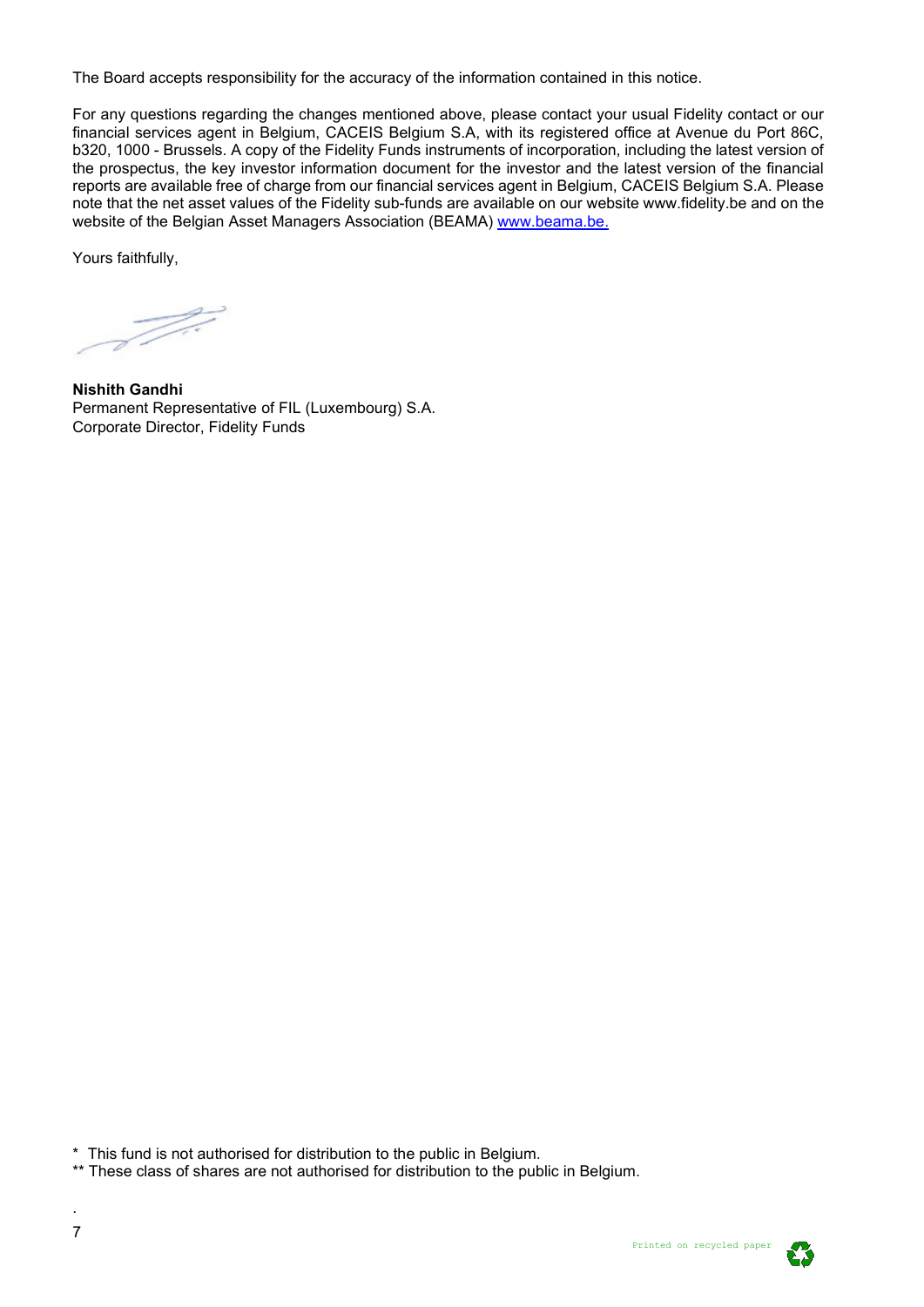The Board accepts responsibility for the accuracy of the information contained in this notice.

For any questions regarding the changes mentioned above, please contact your usual Fidelity contact or our financial services agent in Belgium, CACEIS Belgium S.A, with its registered office at Avenue du Port 86C, b320, 1000 - Brussels. A copy of the Fidelity Funds instruments of incorporation, including the latest version of the prospectus, the key investor information document for the investor and the latest version of the financial reports are available free of charge from our financial services agent in Belgium, CACEIS Belgium S.A. Please note that the net asset values of the Fidelity sub-funds are available on our website www.fidelity.be and on the website of the Belgian Asset Managers Association (BEAMA) www.beama.be.

Yours faithfully,

**Nishith Gandhi**
Permanent Representative of FIL (Luxembourg) S.A.
Corporate Director, Fidelity Funds

* This fund is not authorised for distribution to the public in Belgium.
** These class of shares are not authorised for distribution to the public in Belgium.

Printed on recycled paper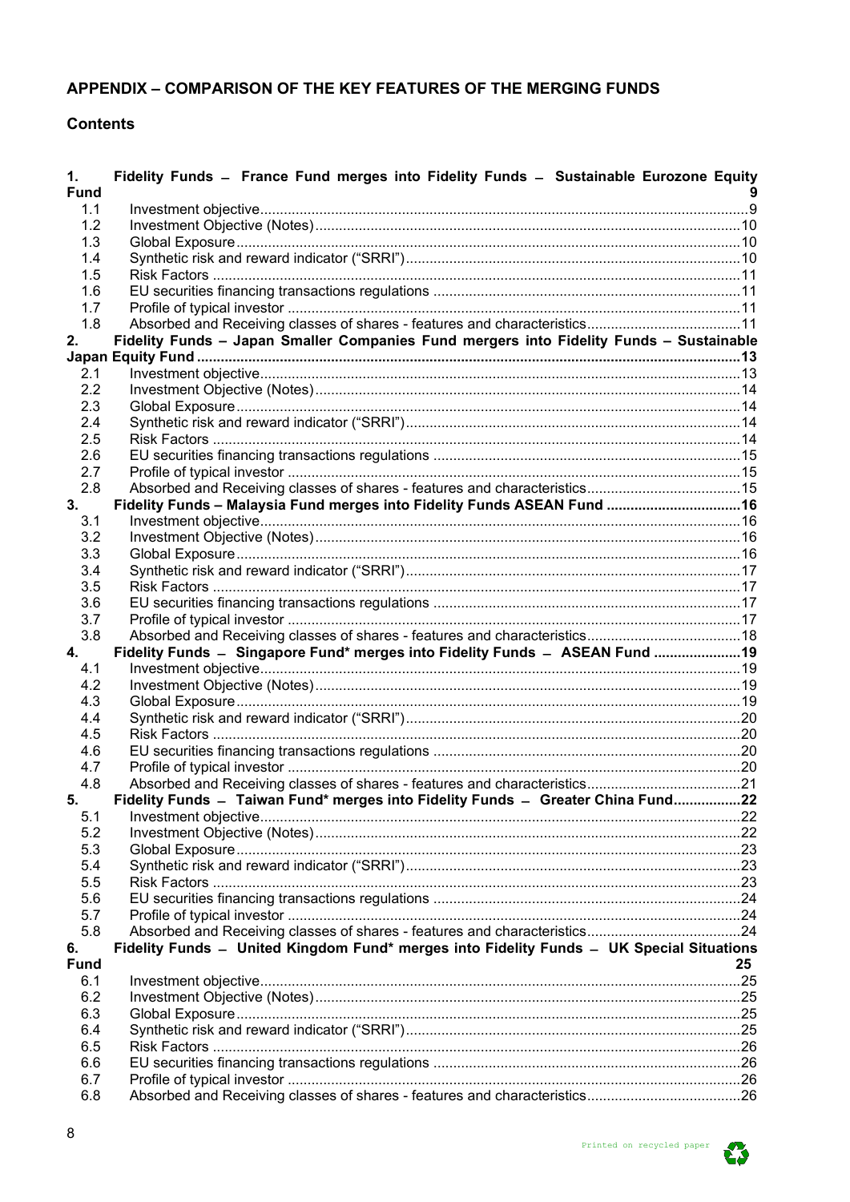## APPENDIX – COMPARISON OF THE KEY FEATURES OF THE MERGING FUNDS

### Contents

**1. Fidelity Funds – France Fund merges into Fidelity Funds – Sustainable Eurozone Equity Fund** 9

- 1.1 Investment objective 9
- 1.2 Investment Objective (Notes) 10
- 1.3 Global Exposure 10
- 1.4 Synthetic risk and reward indicator ("SRRI") 10
- 1.5 Risk Factors 11
- 1.6 EU securities financing transactions regulations 11
- 1.7 Profile of typical investor 11
- 1.8 Absorbed and Receiving classes of shares - features and characteristics 11

**2. Fidelity Funds – Japan Smaller Companies Fund mergers into Fidelity Funds – Sustainable Japan Equity Fund** 13

- 2.1 Investment objective 13
- 2.2 Investment Objective (Notes) 14
- 2.3 Global Exposure 14
- 2.4 Synthetic risk and reward indicator ("SRRI") 14
- 2.5 Risk Factors 14
- 2.6 EU securities financing transactions regulations 15
- 2.7 Profile of typical investor 15
- 2.8 Absorbed and Receiving classes of shares - features and characteristics 15

**3. Fidelity Funds – Malaysia Fund merges into Fidelity Funds ASEAN Fund** 16

- 3.1 Investment objective 16
- 3.2 Investment Objective (Notes) 16
- 3.3 Global Exposure 16
- 3.4 Synthetic risk and reward indicator ("SRRI") 17
- 3.5 Risk Factors 17
- 3.6 EU securities financing transactions regulations 17
- 3.7 Profile of typical investor 17
- 3.8 Absorbed and Receiving classes of shares - features and characteristics 18

**4. Fidelity Funds – Singapore Fund* merges into Fidelity Funds – ASEAN Fund** 19

- 4.1 Investment objective 19
- 4.2 Investment Objective (Notes) 19
- 4.3 Global Exposure 19
- 4.4 Synthetic risk and reward indicator ("SRRI") 20
- 4.5 Risk Factors 20
- 4.6 EU securities financing transactions regulations 20
- 4.7 Profile of typical investor 20
- 4.8 Absorbed and Receiving classes of shares - features and characteristics 21

**5. Fidelity Funds – Taiwan Fund* merges into Fidelity Funds – Greater China Fund** 22

- 5.1 Investment objective 22
- 5.2 Investment Objective (Notes) 22
- 5.3 Global Exposure 23
- 5.4 Synthetic risk and reward indicator ("SRRI") 23
- 5.5 Risk Factors 23
- 5.6 EU securities financing transactions regulations 24
- 5.7 Profile of typical investor 24
- 5.8 Absorbed and Receiving classes of shares - features and characteristics 24

**6. Fidelity Funds – United Kingdom Fund* merges into Fidelity Funds – UK Special Situations Fund** 25

- 6.1 Investment objective 25
- 6.2 Investment Objective (Notes) 25
- 6.3 Global Exposure 25
- 6.4 Synthetic risk and reward indicator ("SRRI") 25
- 6.5 Risk Factors 26
- 6.6 EU securities financing transactions regulations 26
- 6.7 Profile of typical investor 26
- 6.8 Absorbed and Receiving classes of shares - features and characteristics 26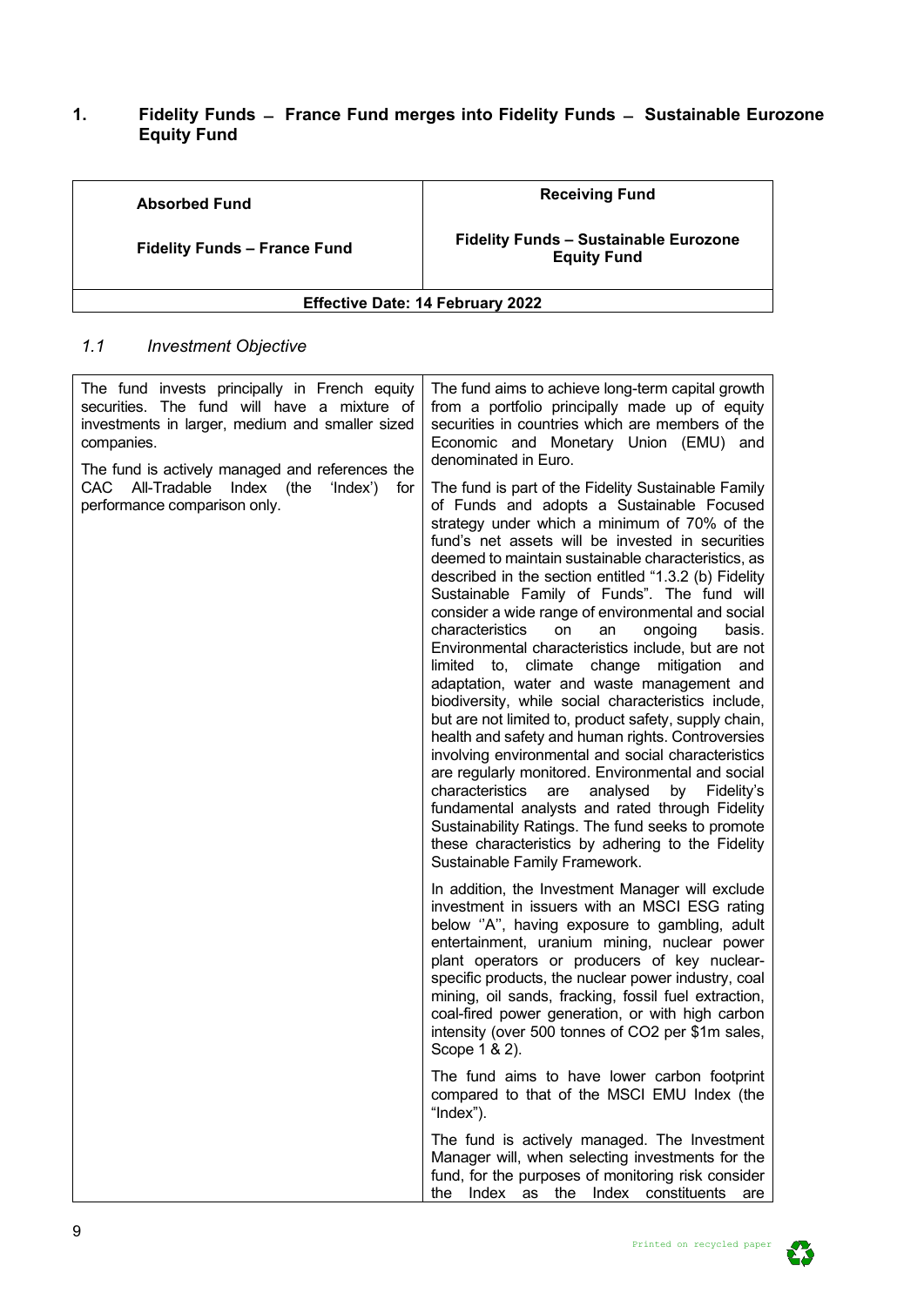## 1. Fidelity Funds – France Fund merges into Fidelity Funds – Sustainable Eurozone Equity Fund

| Absorbed Fund | Receiving Fund |
|---|---|
| **Fidelity Funds – France Fund** | **Fidelity Funds – Sustainable Eurozone Equity Fund** |
| **Effective Date: 14 February 2022** | |

### *1.1 Investment Objective*

| | |
|---|---|
| The fund invests principally in French equity securities. The fund will have a mixture of investments in larger, medium and smaller sized companies.<br><br>The fund is actively managed and references the CAC All-Tradable Index (the 'Index') for performance comparison only. | The fund aims to achieve long-term capital growth from a portfolio principally made up of equity securities in countries which are members of the Economic and Monetary Union (EMU) and denominated in Euro.<br><br>The fund is part of the Fidelity Sustainable Family of Funds and adopts a Sustainable Focused strategy under which a minimum of 70% of the fund's net assets will be invested in securities deemed to maintain sustainable characteristics, as described in the section entitled "1.3.2 (b) Fidelity Sustainable Family of Funds". The fund will consider a wide range of environmental and social characteristics on an ongoing basis. Environmental characteristics include, but are not limited to, climate change mitigation and adaptation, water and waste management and biodiversity, while social characteristics include, but are not limited to, product safety, supply chain, health and safety and human rights. Controversies involving environmental and social characteristics are regularly monitored. Environmental and social characteristics are analysed by Fidelity's fundamental analysts and rated through Fidelity Sustainability Ratings. The fund seeks to promote these characteristics by adhering to the Fidelity Sustainable Family Framework.<br><br>In addition, the Investment Manager will exclude investment in issuers with an MSCI ESG rating below ''A'', having exposure to gambling, adult entertainment, uranium mining, nuclear power plant operators or producers of key nuclear-specific products, the nuclear power industry, coal mining, oil sands, fracking, fossil fuel extraction, coal-fired power generation, or with high carbon intensity (over 500 tonnes of $CO_2$ per $1m sales, Scope 1 & 2).<br><br>The fund aims to have lower carbon footprint compared to that of the MSCI EMU Index (the "Index").<br><br>The fund is actively managed. The Investment Manager will, when selecting investments for the fund, for the purposes of monitoring risk consider the Index as the Index constituents are |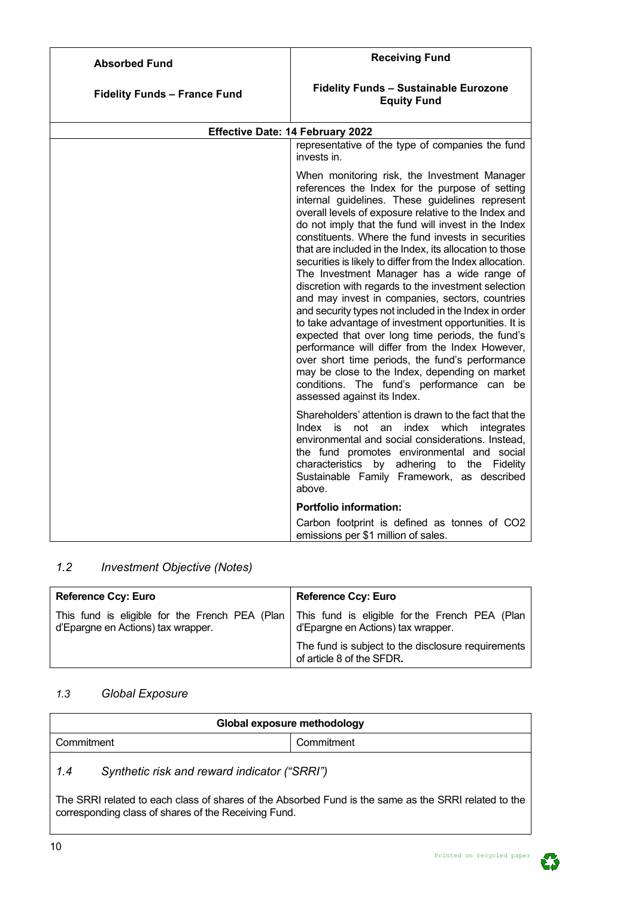| Absorbed Fund<br><br>Fidelity Funds – France Fund | Receiving Fund<br><br>Fidelity Funds – Sustainable Eurozone Equity Fund |
|---|---|
| **Effective Date: 14 February 2022** | |
| | representative of the type of companies the fund invests in.<br><br>When monitoring risk, the Investment Manager references the Index for the purpose of setting internal guidelines. These guidelines represent overall levels of exposure relative to the Index and do not imply that the fund will invest in the Index constituents. Where the fund invests in securities that are included in the Index, its allocation to those securities is likely to differ from the Index allocation. The Investment Manager has a wide range of discretion with regards to the investment selection and may invest in companies, sectors, countries and security types not included in the Index in order to take advantage of investment opportunities. It is expected that over long time periods, the fund's performance will differ from the Index However, over short time periods, the fund's performance may be close to the Index, depending on market conditions. The fund's performance can be assessed against its Index.<br><br>Shareholders' attention is drawn to the fact that the Index is not an index which integrates environmental and social considerations. Instead, the fund promotes environmental and social characteristics by adhering to the Fidelity Sustainable Family Framework, as described above.<br><br>**Portfolio information:**<br><br>Carbon footprint is defined as tonnes of $CO_2$ emissions per $1 million of sales. |

## *1.2 Investment Objective (Notes)*

| **Reference Ccy: Euro** | **Reference Ccy: Euro** |
|---|---|
| This fund is eligible for the French PEA (Plan d'Epargne en Actions) tax wrapper. | This fund is eligible for the French PEA (Plan d'Epargne en Actions) tax wrapper.<br><br>The fund is subject to the disclosure requirements of article 8 of the SFDR. |

## *1.3 Global Exposure*

| **Global exposure methodology** | |
|---|---|
| Commitment | Commitment |

## *1.4 Synthetic risk and reward indicator ("SRRI")*

The SRRI related to each class of shares of the Absorbed Fund is the same as the SRRI related to the corresponding class of shares of the Receiving Fund.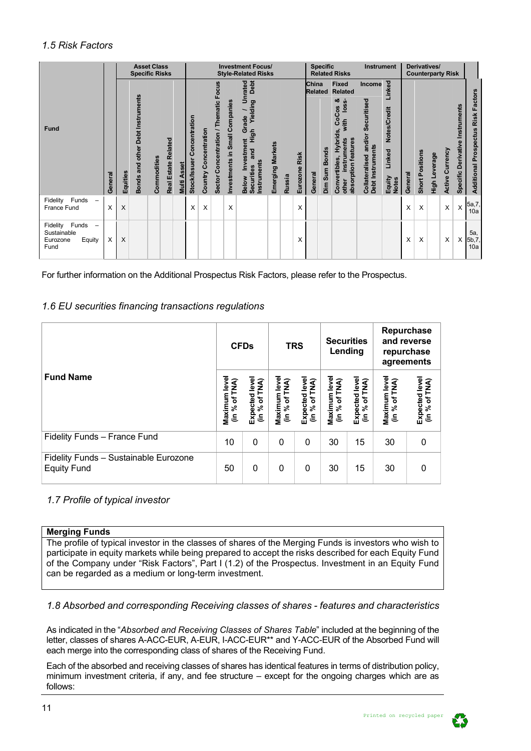## *1.5 Risk Factors*

| Fund | | Asset Class Specific Risks | | | | | Investment Focus/ Style-Related Risks | | | | | | | | Specific Instrument Related Risks | | | | | Derivatives/ Counterparty Risk | | | | | |
|---|---|---|---|---|---|---|---|---|---|---|---|---|---|---|---|---|---|---|---|---|---|---|---|---|---|
| | | | | | | | | | | | | | | | China Related | | Fixed Income Related | | | | | | | | |
| | General | Equities | Bonds and other Debt Instruments | Commodities | Real Estate Related | Multi Asset | Stock/Issuer Concentration | Country Concentration | Sector Concentration / Thematic Focus | Investments in Small Companies | Below Investment Grade / Unrated Securities and High Yielding Debt Instruments | Emerging Markets | Russia | Eurozone Risk | General | Dim Sum Bonds | Convertibles, Hybrids, CoCos & other instruments with loss-absorption features | Collateralised and/or Securitised Debt Instruments | Equity Linked Notes/Credit Linked Notes | General | Short Positions | High Leverage | Active Currency | Specific Derivative Instruments | Additional Prospectus Risk Factors |
| Fidelity Funds – France Fund | X | X | | | | | X | X | | X | | | | X | | | | | | X | X | | X | X | 5a,7, 10a |
| Fidelity Funds – Sustainable Eurozone Equity Fund | X | X | | | | | | | | | | | | X | | | | | | X | X | | X | X | 5a, 5b,7, 10a |

For further information on the Additional Prospectus Risk Factors, please refer to the Prospectus.

## *1.6 EU securities financing transactions regulations*

| Fund Name | CFDs | | TRS | | Securities Lending | | Repurchase and reverse repurchase agreements | |
|---|---|---|---|---|---|---|---|---|
| | Maximum level (in % of TNA) | Expected level (in % of TNA) | Maximum level (in % of TNA) | Expected level (in % of TNA) | Maximum level (in % of TNA) | Expected level (in % of TNA) | Maximum level (in % of TNA) | Expected level (in % of TNA) |
| Fidelity Funds – France Fund | 10 | 0 | 0 | 0 | 30 | 15 | 30 | 0 |
| Fidelity Funds – Sustainable Eurozone Equity Fund | 50 | 0 | 0 | 0 | 30 | 15 | 30 | 0 |

## *1.7 Profile of typical investor*

| **Merging Funds** |
|---|
| The profile of typical investor in the classes of shares of the Merging Funds is investors who wish to participate in equity markets while being prepared to accept the risks described for each Equity Fund of the Company under "Risk Factors", Part I (1.2) of the Prospectus. Investment in an Equity Fund can be regarded as a medium or long-term investment. |

## *1.8 Absorbed and corresponding Receiving classes of shares - features and characteristics*

As indicated in the "*Absorbed and Receiving Classes of Shares Table*" included at the beginning of the letter, classes of shares A-ACC-EUR, A-EUR, I-ACC-EUR** and Y-ACC-EUR of the Absorbed Fund will each merge into the corresponding class of shares of the Receiving Fund.

Each of the absorbed and receiving classes of shares has identical features in terms of distribution policy, minimum investment criteria, if any, and fee structure – except for the ongoing charges which are as follows: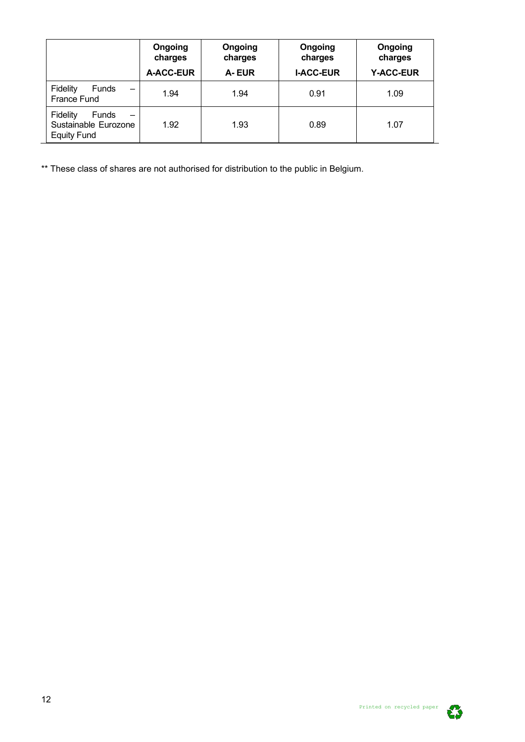| | Ongoing charges A-ACC-EUR | Ongoing charges A- EUR | Ongoing charges I-ACC-EUR | Ongoing charges Y-ACC-EUR |
|---|---|---|---|---|
| Fidelity Funds – France Fund | 1.94 | 1.94 | 0.91 | 1.09 |
| Fidelity Funds – Sustainable Eurozone Equity Fund | 1.92 | 1.93 | 0.89 | 1.07 |

** These class of shares are not authorised for distribution to the public in Belgium.

Printed on recycled paper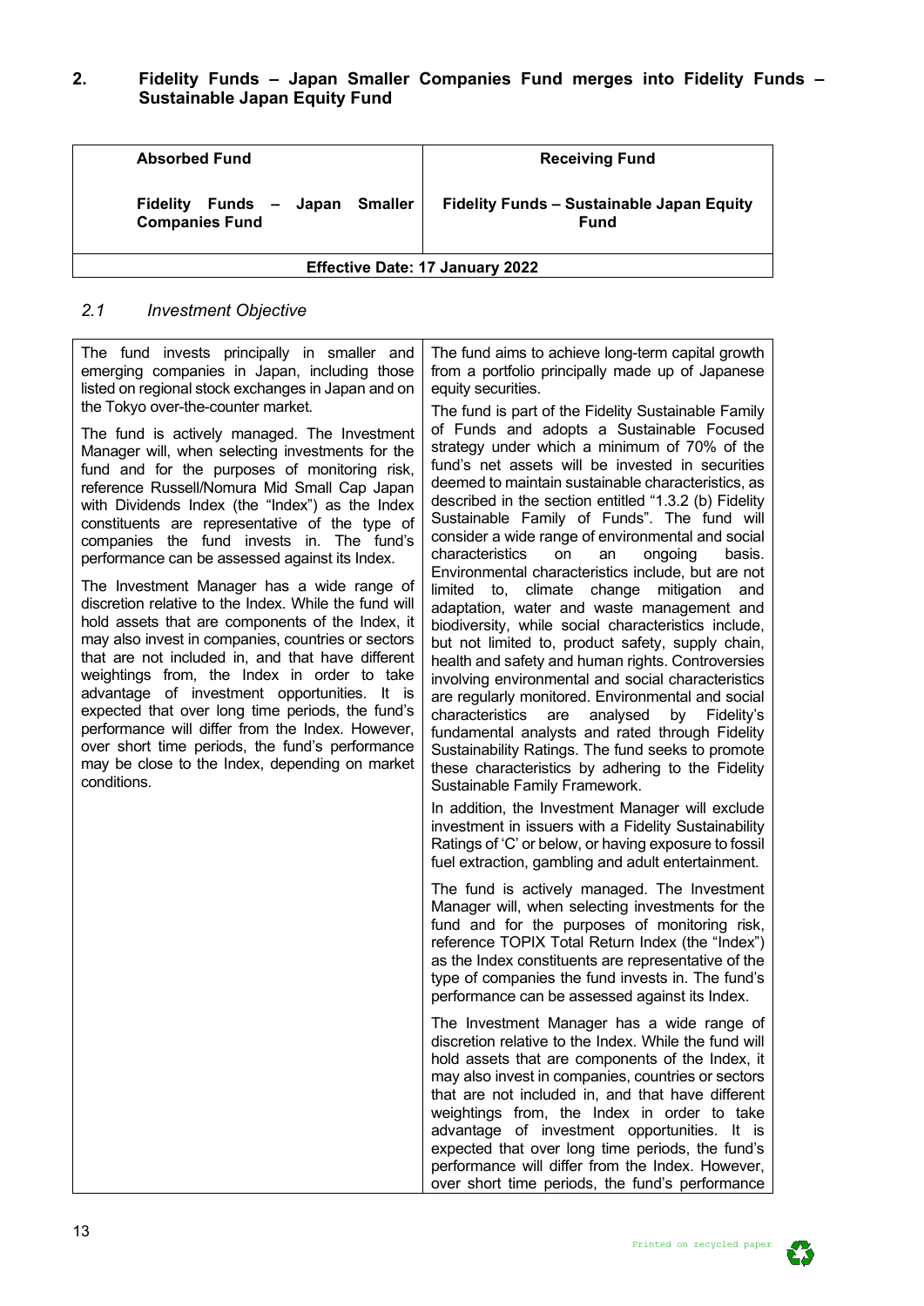## 2. Fidelity Funds – Japan Smaller Companies Fund merges into Fidelity Funds – Sustainable Japan Equity Fund

| Absorbed Fund | Receiving Fund |
|---|---|
| **Fidelity Funds – Japan Smaller Companies Fund** | **Fidelity Funds – Sustainable Japan Equity Fund** |
| **Effective Date: 17 January 2022** | |

### *2.1 Investment Objective*

| | |
|---|---|
| The fund invests principally in smaller and emerging companies in Japan, including those listed on regional stock exchanges in Japan and on the Tokyo over-the-counter market.<br><br>The fund is actively managed. The Investment Manager will, when selecting investments for the fund and for the purposes of monitoring risk, reference Russell/Nomura Mid Small Cap Japan with Dividends Index (the "Index") as the Index constituents are representative of the type of companies the fund invests in. The fund's performance can be assessed against its Index.<br><br>The Investment Manager has a wide range of discretion relative to the Index. While the fund will hold assets that are components of the Index, it may also invest in companies, countries or sectors that are not included in, and that have different weightings from, the Index in order to take advantage of investment opportunities. It is expected that over long time periods, the fund's performance will differ from the Index. However, over short time periods, the fund's performance may be close to the Index, depending on market conditions. | The fund aims to achieve long-term capital growth from a portfolio principally made up of Japanese equity securities.<br><br>The fund is part of the Fidelity Sustainable Family of Funds and adopts a Sustainable Focused strategy under which a minimum of 70% of the fund's net assets will be invested in securities deemed to maintain sustainable characteristics, as described in the section entitled "1.3.2 (b) Fidelity Sustainable Family of Funds". The fund will consider a wide range of environmental and social characteristics on an ongoing basis. Environmental characteristics include, but are not limited to, climate change mitigation and adaptation, water and waste management and biodiversity, while social characteristics include, but not limited to, product safety, supply chain, health and safety and human rights. Controversies involving environmental and social characteristics are regularly monitored. Environmental and social characteristics are analysed by Fidelity's fundamental analysts and rated through Fidelity Sustainability Ratings. The fund seeks to promote these characteristics by adhering to the Fidelity Sustainable Family Framework.<br><br>In addition, the Investment Manager will exclude investment in issuers with a Fidelity Sustainability Ratings of 'C' or below, or having exposure to fossil fuel extraction, gambling and adult entertainment.<br><br>The fund is actively managed. The Investment Manager will, when selecting investments for the fund and for the purposes of monitoring risk, reference TOPIX Total Return Index (the "Index") as the Index constituents are representative of the type of companies the fund invests in. The fund's performance can be assessed against its Index.<br><br>The Investment Manager has a wide range of discretion relative to the Index. While the fund will hold assets that are components of the Index, it may also invest in companies, countries or sectors that are not included in, and that have different weightings from, the Index in order to take advantage of investment opportunities. It is expected that over long time periods, the fund's performance will differ from the Index. However, over short time periods, the fund's performance |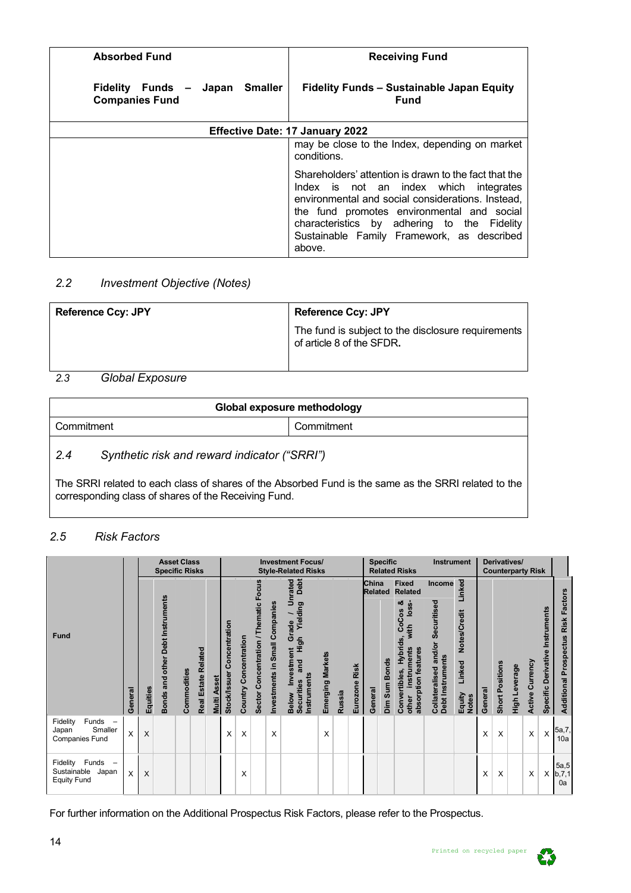| Absorbed Fund | Receiving Fund |
|---|---|
| **Fidelity Funds – Japan Smaller Companies Fund** | **Fidelity Funds – Sustainable Japan Equity Fund** |
| **Effective Date: 17 January 2022** | |
| | may be close to the Index, depending on market conditions.<br><br>Shareholders' attention is drawn to the fact that the Index is not an index which integrates environmental and social considerations. Instead, the fund promotes environmental and social characteristics by adhering to the Fidelity Sustainable Family Framework, as described above. |

### *2.2 Investment Objective (Notes)*

| **Reference Ccy: JPY** | **Reference Ccy: JPY** |
|---|---|
| | The fund is subject to the disclosure requirements of article 8 of the SFDR. |

### *2.3 Global Exposure*

| Global exposure methodology | |
|---|---|
| Commitment | Commitment |

### *2.4 Synthetic risk and reward indicator ("SRRI")*

The SRRI related to each class of shares of the Absorbed Fund is the same as the SRRI related to the corresponding class of shares of the Receiving Fund.

### *2.5 Risk Factors*

| Fund | General | Asset Class Specific Risks | | | | | Investment Focus/ Style-Related Risks | | | | | | | | Specific Instrument Related Risks | | | | | Derivatives/ Counterparty Risk | | | | | Additional Prospectus Risk Factors |
|---|---|---|---|---|---|---|---|---|---|---|---|---|---|---|---|---|---|---|---|---|---|---|---|---|---|
| | | | | | | | | | | | | | | | China Related | | Fixed Income Related | | | | | | | | |
| | | Equities | Bonds and other Debt Instruments | Commodities | Real Estate Related | Multi Asset | Stock/Issuer Concentration | Country Concentration | Sector Concentration / Thematic Focus | Investments in Small Companies | Below Investment Grade / Unrated Securities and High Yielding Debt Instruments | Emerging Markets | Russia | Eurozone Risk | General | Dim Sum Bonds | Convertibles, Hybrids, CoCos & other instruments with loss-absorption features | Collateralised and/or Securitised Debt Instruments | Equity Linked Notes/Credit Linked Notes | General | Short Positions | High Leverage | Active Currency | Specific Derivative Instruments | |
| Fidelity Funds – Japan Smaller Companies Fund | X | X | | | | | X | X | | X | | X | | | | | | | | X | X | | X | X | 5a,7,10a |
| Fidelity Funds – Sustainable Japan Equity Fund | X | X | | | | | | X | | | | | | | | | | | | X | X | | X | X | 5a,5b,7,10a |

For further information on the Additional Prospectus Risk Factors, please refer to the Prospectus.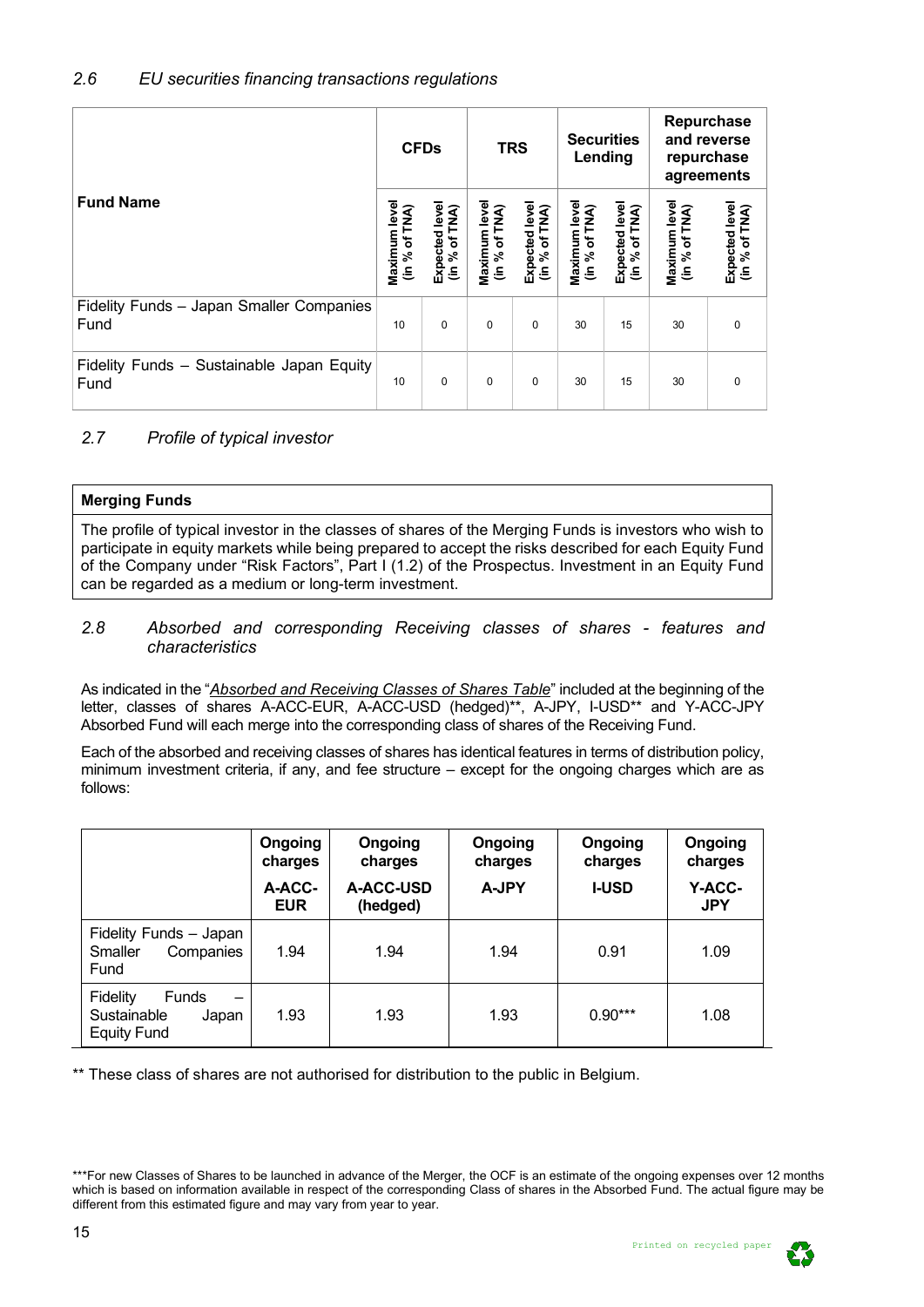## 2.6 *EU securities financing transactions regulations*

| Fund Name | CFDs | | TRS | | Securities Lending | | Repurchase and reverse repurchase agreements | |
|---|---|---|---|---|---|---|---|---|
| | Maximum level (in % of TNA) | Expected level (in % of TNA) | Maximum level (in % of TNA) | Expected level (in % of TNA) | Maximum level (in % of TNA) | Expected level (in % of TNA) | Maximum level (in % of TNA) | Expected level (in % of TNA) |
| Fidelity Funds – Japan Smaller Companies Fund | 10 | 0 | 0 | 0 | 30 | 15 | 30 | 0 |
| Fidelity Funds – Sustainable Japan Equity Fund | 10 | 0 | 0 | 0 | 30 | 15 | 30 | 0 |

## 2.7 *Profile of typical investor*

| **Merging Funds** |
|---|
| The profile of typical investor in the classes of shares of the Merging Funds is investors who wish to participate in equity markets while being prepared to accept the risks described for each Equity Fund of the Company under "Risk Factors", Part I (1.2) of the Prospectus. Investment in an Equity Fund can be regarded as a medium or long-term investment. |

## 2.8 *Absorbed and corresponding Receiving classes of shares - features and characteristics*

As indicated in the "*Absorbed and Receiving Classes of Shares Table*" included at the beginning of the letter, classes of shares A-ACC-EUR, A-ACC-USD (hedged)**, A-JPY, I-USD** and Y-ACC-JPY Absorbed Fund will each merge into the corresponding class of shares of the Receiving Fund.

Each of the absorbed and receiving classes of shares has identical features in terms of distribution policy, minimum investment criteria, if any, and fee structure – except for the ongoing charges which are as follows:

| | Ongoing charges A-ACC-EUR | Ongoing charges A-ACC-USD (hedged) | Ongoing charges A-JPY | Ongoing charges I-USD | Ongoing charges Y-ACC-JPY |
|---|---|---|---|---|---|
| Fidelity Funds – Japan Smaller Companies Fund | 1.94 | 1.94 | 1.94 | 0.91 | 1.09 |
| Fidelity Funds – Sustainable Japan Equity Fund | 1.93 | 1.93 | 1.93 | 0.90*** | 1.08 |

** These class of shares are not authorised for distribution to the public in Belgium.

***For new Classes of Shares to be launched in advance of the Merger, the OCF is an estimate of the ongoing expenses over 12 months which is based on information available in respect of the corresponding Class of shares in the Absorbed Fund. The actual figure may be different from this estimated figure and may vary from year to year.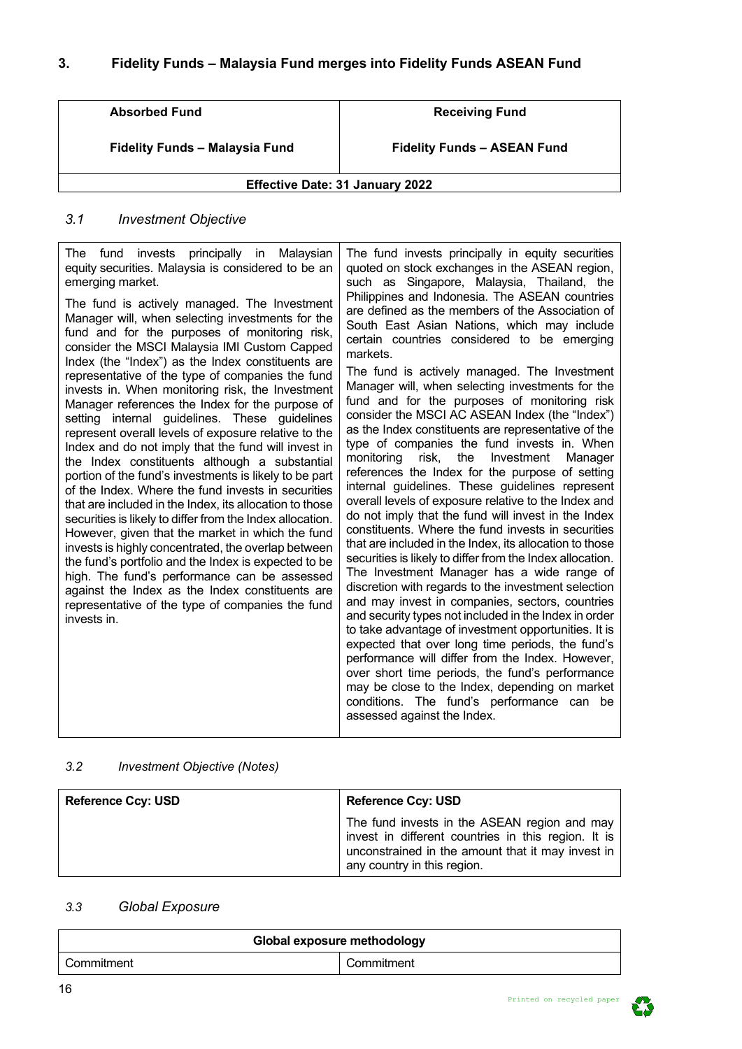## 3. Fidelity Funds – Malaysia Fund merges into Fidelity Funds ASEAN Fund

| Absorbed Fund | Receiving Fund |
| --- | --- |
| **Fidelity Funds – Malaysia Fund** | **Fidelity Funds – ASEAN Fund** |
| **Effective Date: 31 January 2022** | |

### *3.1 Investment Objective*

| | |
| --- | --- |
| The fund invests principally in Malaysian equity securities. Malaysia is considered to be an emerging market.<br><br>The fund is actively managed. The Investment Manager will, when selecting investments for the fund and for the purposes of monitoring risk, consider the MSCI Malaysia IMI Custom Capped Index (the "Index") as the Index constituents are representative of the type of companies the fund invests in. When monitoring risk, the Investment Manager references the Index for the purpose of setting internal guidelines. These guidelines represent overall levels of exposure relative to the Index and do not imply that the fund will invest in the Index constituents although a substantial portion of the fund's investments is likely to be part of the Index. Where the fund invests in securities that are included in the Index, its allocation to those securities is likely to differ from the Index allocation. However, given that the market in which the fund invests is highly concentrated, the overlap between the fund's portfolio and the Index is expected to be high. The fund's performance can be assessed against the Index as the Index constituents are representative of the type of companies the fund invests in. | The fund invests principally in equity securities quoted on stock exchanges in the ASEAN region, such as Singapore, Malaysia, Thailand, the Philippines and Indonesia. The ASEAN countries are defined as the members of the Association of South East Asian Nations, which may include certain countries considered to be emerging markets.<br><br>The fund is actively managed. The Investment Manager will, when selecting investments for the fund and for the purposes of monitoring risk consider the MSCI AC ASEAN Index (the "Index") as the Index constituents are representative of the type of companies the fund invests in. When monitoring risk, the Investment Manager references the Index for the purpose of setting internal guidelines. These guidelines represent overall levels of exposure relative to the Index and do not imply that the fund will invest in the Index constituents. Where the fund invests in securities that are included in the Index, its allocation to those securities is likely to differ from the Index allocation. The Investment Manager has a wide range of discretion with regards to the investment selection and may invest in companies, sectors, countries and security types not included in the Index in order to take advantage of investment opportunities. It is expected that over long time periods, the fund's performance will differ from the Index. However, over short time periods, the fund's performance may be close to the Index, depending on market conditions. The fund's performance can be assessed against the Index. |

### *3.2 Investment Objective (Notes)*

| **Reference Ccy: USD** | **Reference Ccy: USD** |
| --- | --- |
| | The fund invests in the ASEAN region and may invest in different countries in this region. It is unconstrained in the amount that it may invest in any country in this region. |

### *3.3 Global Exposure*

| **Global exposure methodology** | |
| --- | --- |
| Commitment | Commitment |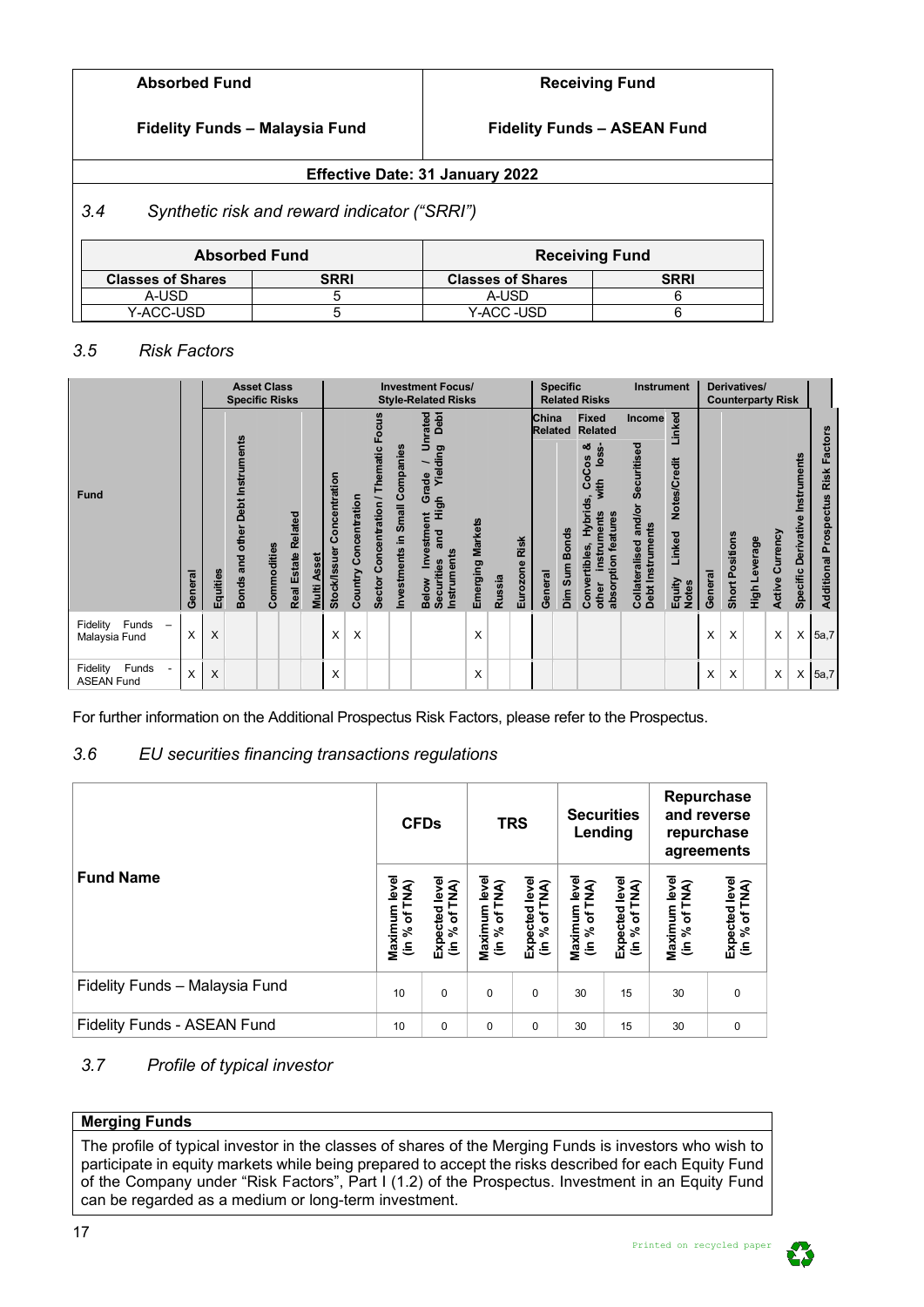| Absorbed Fund | Receiving Fund |
|---|---|
| Fidelity Funds – Malaysia Fund | Fidelity Funds – ASEAN Fund |
| **Effective Date: 31 January 2022** | |

### *3.4 Synthetic risk and reward indicator ("SRRI")*

| Absorbed Fund | | Receiving Fund | |
|---|---|---|---|
| **Classes of Shares** | **SRRI** | **Classes of Shares** | **SRRI** |
| A-USD | 5 | A-USD | 6 |
| Y-ACC-USD | 5 | Y-ACC -USD | 6 |

### *3.5 Risk Factors*

| Fund | | Asset Class Specific Risks | | | | | Investment Focus/ Style-Related Risks | | | | | | | | Specific Instrument Related Risks | | | | | Derivatives/ Counterparty Risk | | | | | |
|---|---|---|---|---|---|---|---|---|---|---|---|---|---|---|---|---|---|---|---|---|---|---|---|---|---|
| | | | | | | | | | | | | | | | China Related | | Fixed Income Related | | | | | | | | |
| | General | Equities | Bonds and other Debt Instruments | Commodities | Real Estate Related | Multi Asset | Stock/Issuer Concentration | Country Concentration | Sector Concentration / Thematic Focus | Investments in Small Companies | Below Investment Grade / Unrated Securities and High Yielding Debt Instruments | Emerging Markets | Russia | Eurozone Risk | General | Dim Sum Bonds | Convertibles, Hybrids, CoCos & other instruments with loss-absorption features | Collateralised and/or Securitised Debt Instruments | Equity Linked Notes/Credit Linked Notes | General | Short Positions | High Leverage | Active Currency | Specific Derivative Instruments | Additional Prospectus Risk Factors |
| Fidelity Funds – Malaysia Fund | X | X | | | | | X | X | | | | X | | | | | | | | X | X | | X | X | 5a,7 |
| Fidelity Funds - ASEAN Fund | X | X | | | | | X | | | | | X | | | | | | | | X | X | | X | X | 5a,7 |

For further information on the Additional Prospectus Risk Factors, please refer to the Prospectus.

### *3.6 EU securities financing transactions regulations*

| Fund Name | CFDs | | TRS | | Securities Lending | | Repurchase and reverse repurchase agreements | |
|---|---|---|---|---|---|---|---|---|
| | Maximum level (in % of TNA) | Expected level (in % of TNA) | Maximum level (in % of TNA) | Expected level (in % of TNA) | Maximum level (in % of TNA) | Expected level (in % of TNA) | Maximum level (in % of TNA) | Expected level (in % of TNA) |
| Fidelity Funds – Malaysia Fund | 10 | 0 | 0 | 0 | 30 | 15 | 30 | 0 |
| Fidelity Funds - ASEAN Fund | 10 | 0 | 0 | 0 | 30 | 15 | 30 | 0 |

### *3.7 Profile of typical investor*

**Merging Funds**

The profile of typical investor in the classes of shares of the Merging Funds is investors who wish to participate in equity markets while being prepared to accept the risks described for each Equity Fund of the Company under "Risk Factors", Part I (1.2) of the Prospectus. Investment in an Equity Fund can be regarded as a medium or long-term investment.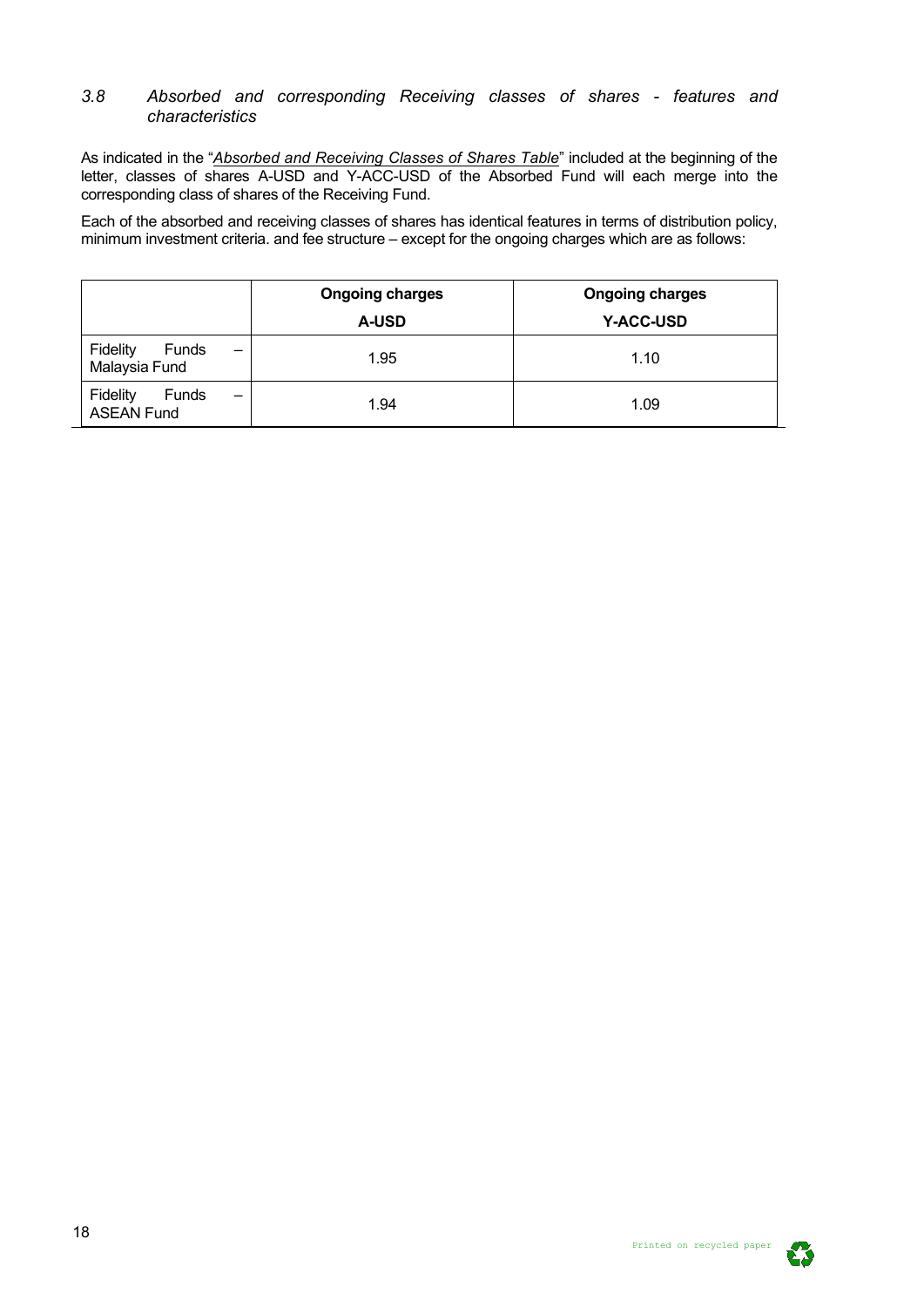### *3.8 Absorbed and corresponding Receiving classes of shares - features and characteristics*

As indicated in the "*Absorbed and Receiving Classes of Shares Table*" included at the beginning of the letter, classes of shares A-USD and Y-ACC-USD of the Absorbed Fund will each merge into the corresponding class of shares of the Receiving Fund.

Each of the absorbed and receiving classes of shares has identical features in terms of distribution policy, minimum investment criteria. and fee structure – except for the ongoing charges which are as follows:

| | **Ongoing charges A-USD** | **Ongoing charges Y-ACC-USD** |
|---|---|---|
| Fidelity Funds – Malaysia Fund | 1.95 | 1.10 |
| Fidelity Funds – ASEAN Fund | 1.94 | 1.09 |

Printed on recycled paper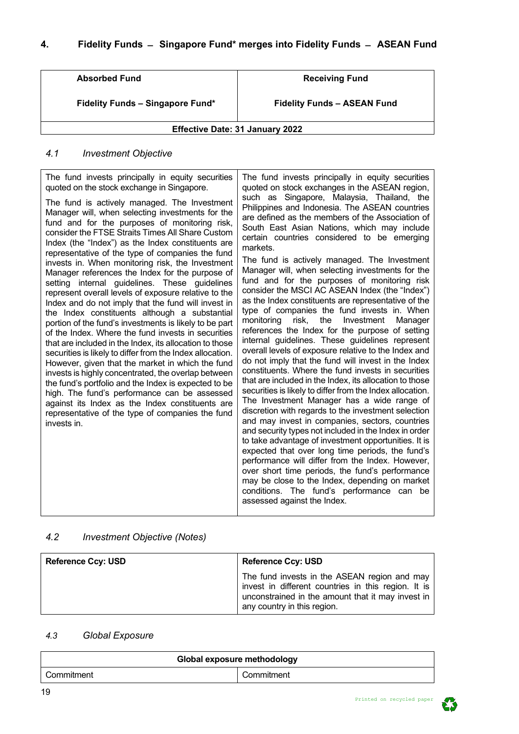## 4. Fidelity Funds – Singapore Fund* merges into Fidelity Funds – ASEAN Fund

| Absorbed Fund | Receiving Fund |
|---|---|
| **Fidelity Funds – Singapore Fund*** | **Fidelity Funds – ASEAN Fund** |
| **Effective Date: 31 January 2022** | |

### *4.1 Investment Objective*

| | |
|---|---|
| The fund invests principally in equity securities quoted on the stock exchange in Singapore.<br><br>The fund is actively managed. The Investment Manager will, when selecting investments for the fund and for the purposes of monitoring risk, consider the FTSE Straits Times All Share Custom Index (the "Index") as the Index constituents are representative of the type of companies the fund invests in. When monitoring risk, the Investment Manager references the Index for the purpose of setting internal guidelines. These guidelines represent overall levels of exposure relative to the Index and do not imply that the fund will invest in the Index constituents although a substantial portion of the fund's investments is likely to be part of the Index. Where the fund invests in securities that are included in the Index, its allocation to those securities is likely to differ from the Index allocation. However, given that the market in which the fund invests is highly concentrated, the overlap between the fund's portfolio and the Index is expected to be high. The fund's performance can be assessed against its Index as the Index constituents are representative of the type of companies the fund invests in. | The fund invests principally in equity securities quoted on stock exchanges in the ASEAN region, such as Singapore, Malaysia, Thailand, the Philippines and Indonesia. The ASEAN countries are defined as the members of the Association of South East Asian Nations, which may include certain countries considered to be emerging markets.<br><br>The fund is actively managed. The Investment Manager will, when selecting investments for the fund and for the purposes of monitoring risk consider the MSCI AC ASEAN Index (the "Index") as the Index constituents are representative of the type of companies the fund invests in. When monitoring risk, the Investment Manager references the Index for the purpose of setting internal guidelines. These guidelines represent overall levels of exposure relative to the Index and do not imply that the fund will invest in the Index constituents. Where the fund invests in securities that are included in the Index, its allocation to those securities is likely to differ from the Index allocation. The Investment Manager has a wide range of discretion with regards to the investment selection and may invest in companies, sectors, countries and security types not included in the Index in order to take advantage of investment opportunities. It is expected that over long time periods, the fund's performance will differ from the Index. However, over short time periods, the fund's performance may be close to the Index, depending on market conditions. The fund's performance can be assessed against the Index. |

### *4.2 Investment Objective (Notes)*

| **Reference Ccy: USD** | **Reference Ccy: USD** |
|---|---|
| | The fund invests in the ASEAN region and may invest in different countries in this region. It is unconstrained in the amount that it may invest in any country in this region. |

### *4.3 Global Exposure*

| Global exposure methodology | |
|---|---|
| Commitment | Commitment |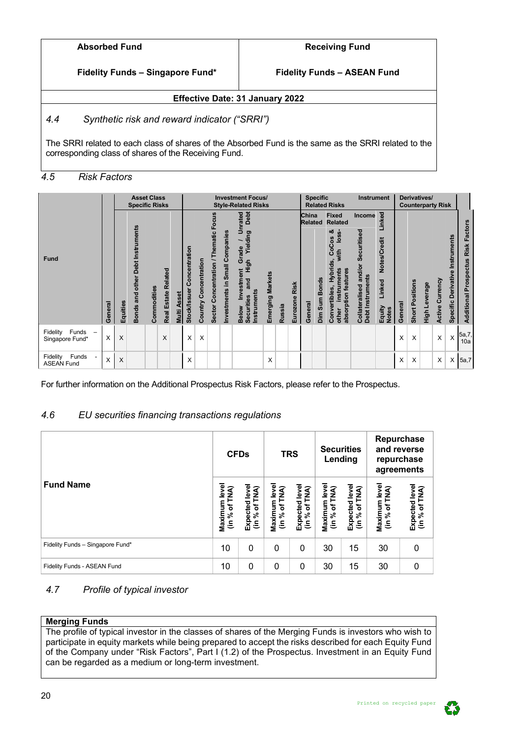| Absorbed Fund | Receiving Fund |
|---|---|
| **Fidelity Funds – Singapore Fund*** | **Fidelity Funds – ASEAN Fund** |
| **Effective Date: 31 January 2022** | |

*4.4 Synthetic risk and reward indicator ("SRRI")*

The SRRI related to each class of shares of the Absorbed Fund is the same as the SRRI related to the corresponding class of shares of the Receiving Fund.

### *4.5 Risk Factors*

| Fund | | Asset Class Specific Risks | | | | | Investment Focus/ Style-Related Risks | | | | | | | | Specific Instrument Related Risks | | | | | Derivatives/ Counterparty Risk | | | | | |
|---|---|---|---|---|---|---|---|---|---|---|---|---|---|---|---|---|---|---|---|---|---|---|---|---|---|
| | | | | | | | | | | | | | | | China Related | | Fixed Income Related | | Linked | | | | | | |
| | General | Equities | Bonds and other Debt Instruments | Commodities | Real Estate Related | Multi Asset | Stock/Issuer Concentration | Country Concentration | Sector Concentration / Thematic Focus | Investments in Small Companies | Below Investment Grade / Unrated Securities and High Yielding Debt Instruments | Emerging Markets | Russia | Eurozone Risk | General | Dim Sum Bonds | Convertibles, Hybrids, CoCos & other instruments with loss-absorption features | Collateralised and/or Securitised Debt Instruments | Equity Linked Notes/Credit Linked Notes | General | Short Positions | High Leverage | Active Currency | Specific Derivative Instruments | Additional Prospectus Risk Factors |
| Fidelity Funds – Singapore Fund* | X | X | | | X | | X | X | | | | | | | | | | | | X | X | | X | X | 5a,7, 10a |
| Fidelity Funds - ASEAN Fund | X | X | | | | | X | | | | | X | | | | | | | | X | X | | X | X | 5a,7 |

For further information on the Additional Prospectus Risk Factors, please refer to the Prospectus.

### *4.6 EU securities financing transactions regulations*

| Fund Name | CFDs | | TRS | | Securities Lending | | Repurchase and reverse repurchase agreements | |
|---|---|---|---|---|---|---|---|---|
| | Maximum level (in % of TNA) | Expected level (in % of TNA) | Maximum level (in % of TNA) | Expected level (in % of TNA) | Maximum level (in % of TNA) | Expected level (in % of TNA) | Maximum level (in % of TNA) | Expected level (in % of TNA) |
| Fidelity Funds – Singapore Fund* | 10 | 0 | 0 | 0 | 30 | 15 | 30 | 0 |
| Fidelity Funds - ASEAN Fund | 10 | 0 | 0 | 0 | 30 | 15 | 30 | 0 |

### *4.7 Profile of typical investor*

**Merging Funds**

The profile of typical investor in the classes of shares of the Merging Funds is investors who wish to participate in equity markets while being prepared to accept the risks described for each Equity Fund of the Company under "Risk Factors", Part I (1.2) of the Prospectus. Investment in an Equity Fund can be regarded as a medium or long-term investment.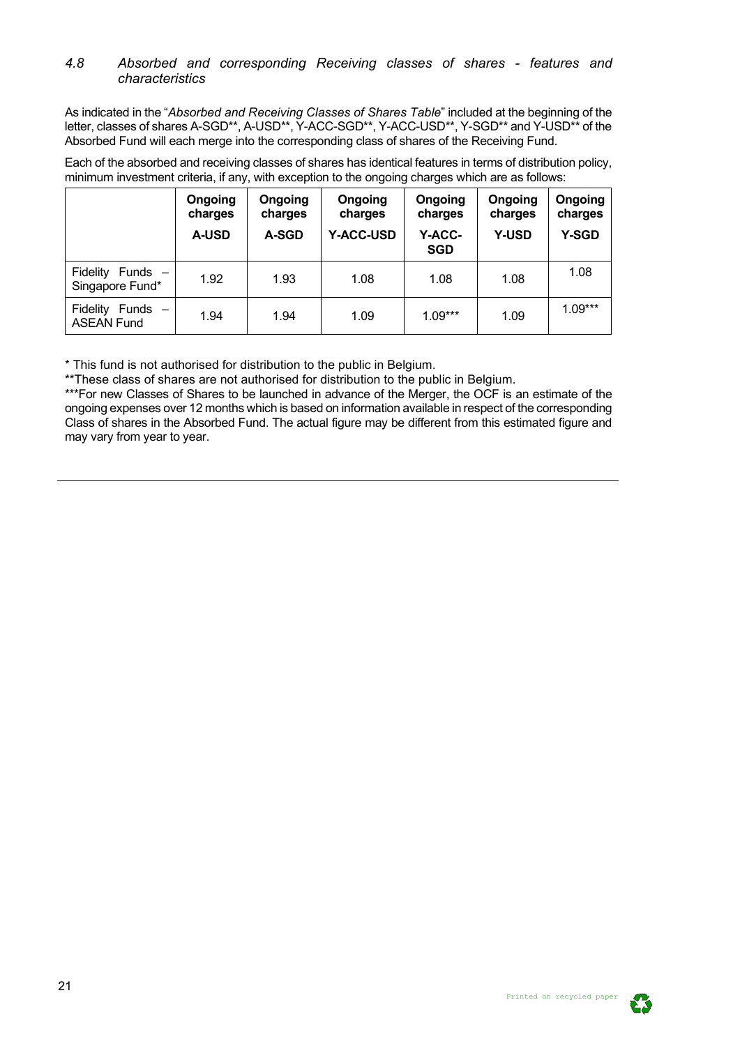#### *4.8 Absorbed and corresponding Receiving classes of shares - features and characteristics*

As indicated in the "*Absorbed and Receiving Classes of Shares Table*" included at the beginning of the letter, classes of shares A-SGD**, A-USD**, Y-ACC-SGD**, Y-ACC-USD**, Y-SGD** and Y-USD** of the Absorbed Fund will each merge into the corresponding class of shares of the Receiving Fund.

Each of the absorbed and receiving classes of shares has identical features in terms of distribution policy, minimum investment criteria, if any, with exception to the ongoing charges which are as follows:

| | **Ongoing charges A-USD** | **Ongoing charges A-SGD** | **Ongoing charges Y-ACC-USD** | **Ongoing charges Y-ACC-SGD** | **Ongoing charges Y-USD** | **Ongoing charges Y-SGD** |
|---|---|---|---|---|---|---|
| Fidelity Funds – Singapore Fund* | 1.92 | 1.93 | 1.08 | 1.08 | 1.08 | 1.08 |
| Fidelity Funds – ASEAN Fund | 1.94 | 1.94 | 1.09 | 1.09*** | 1.09 | 1.09*** |

* This fund is not authorised for distribution to the public in Belgium.

**These class of shares are not authorised for distribution to the public in Belgium.

***For new Classes of Shares to be launched in advance of the Merger, the OCF is an estimate of the ongoing expenses over 12 months which is based on information available in respect of the corresponding Class of shares in the Absorbed Fund. The actual figure may be different from this estimated figure and may vary from year to year.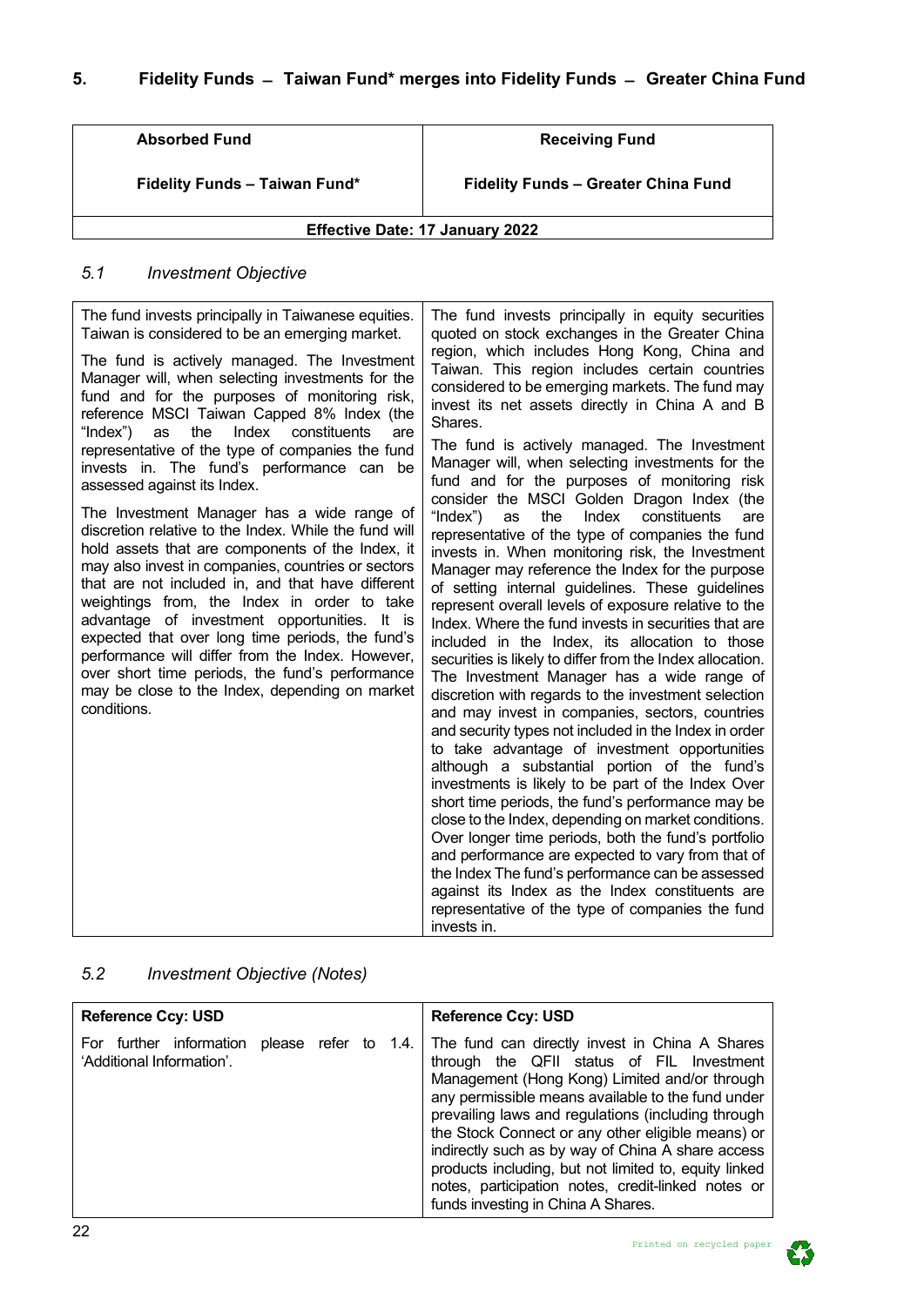## 5. Fidelity Funds – Taiwan Fund* merges into Fidelity Funds – Greater China Fund

| Absorbed Fund | Receiving Fund |
|---|---|
| **Fidelity Funds – Taiwan Fund*** | **Fidelity Funds – Greater China Fund** |
| **Effective Date: 17 January 2022** | |

### *5.1 Investment Objective*

| | |
|---|---|
| The fund invests principally in Taiwanese equities. Taiwan is considered to be an emerging market.<br><br>The fund is actively managed. The Investment Manager will, when selecting investments for the fund and for the purposes of monitoring risk, reference MSCI Taiwan Capped 8% Index (the "Index") as the Index constituents are representative of the type of companies the fund invests in. The fund's performance can be assessed against its Index.<br><br>The Investment Manager has a wide range of discretion relative to the Index. While the fund will hold assets that are components of the Index, it may also invest in companies, countries or sectors that are not included in, and that have different weightings from, the Index in order to take advantage of investment opportunities. It is expected that over long time periods, the fund's performance will differ from the Index. However, over short time periods, the fund's performance may be close to the Index, depending on market conditions. | The fund invests principally in equity securities quoted on stock exchanges in the Greater China region, which includes Hong Kong, China and Taiwan. This region includes certain countries considered to be emerging markets. The fund may invest its net assets directly in China A and B Shares.<br><br>The fund is actively managed. The Investment Manager will, when selecting investments for the fund and for the purposes of monitoring risk consider the MSCI Golden Dragon Index (the "Index") as the Index constituents are representative of the type of companies the fund invests in. When monitoring risk, the Investment Manager may reference the Index for the purpose of setting internal guidelines. These guidelines represent overall levels of exposure relative to the Index. Where the fund invests in securities that are included in the Index, its allocation to those securities is likely to differ from the Index allocation. The Investment Manager has a wide range of discretion with regards to the investment selection and may invest in companies, sectors, countries and security types not included in the Index in order to take advantage of investment opportunities although a substantial portion of the fund's investments is likely to be part of the Index Over short time periods, the fund's performance may be close to the Index, depending on market conditions. Over longer time periods, both the fund's portfolio and performance are expected to vary from that of the Index The fund's performance can be assessed against its Index as the Index constituents are representative of the type of companies the fund invests in. |

### *5.2 Investment Objective (Notes)*

| **Reference Ccy: USD** | **Reference Ccy: USD** |
|---|---|
| For further information please refer to 1.4. 'Additional Information'. | The fund can directly invest in China A Shares through the QFII status of FIL Investment Management (Hong Kong) Limited and/or through any permissible means available to the fund under prevailing laws and regulations (including through the Stock Connect or any other eligible means) or indirectly such as by way of China A share access products including, but not limited to, equity linked notes, participation notes, credit-linked notes or funds investing in China A Shares. |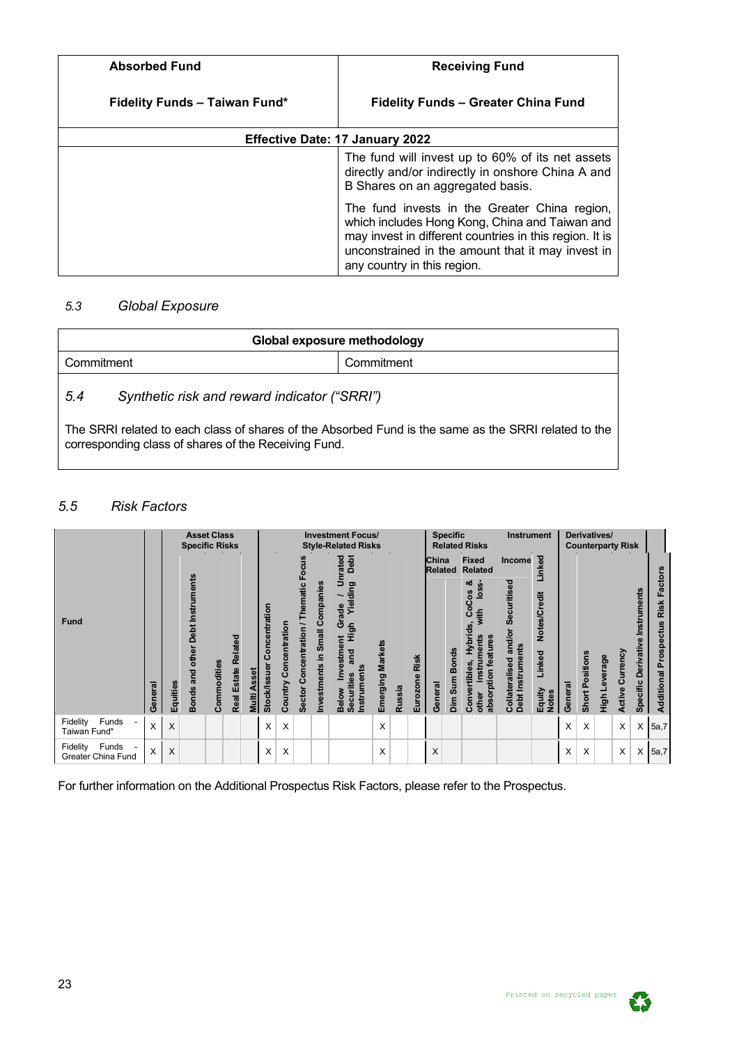| Absorbed Fund | Receiving Fund |
|---|---|
| **Fidelity Funds – Taiwan Fund*** | **Fidelity Funds – Greater China Fund** |
| **Effective Date: 17 January 2022** | |
| | The fund will invest up to 60% of its net assets directly and/or indirectly in onshore China A and B Shares on an aggregated basis.<br><br>The fund invests in the Greater China region, which includes Hong Kong, China and Taiwan and may invest in different countries in this region. It is unconstrained in the amount that it may invest in any country in this region. |

### 5.3 *Global Exposure*

| Global exposure methodology | |
|---|---|
| Commitment | Commitment |

### 5.4 *Synthetic risk and reward indicator ("SRRI")*

The SRRI related to each class of shares of the Absorbed Fund is the same as the SRRI related to the corresponding class of shares of the Receiving Fund.

### 5.5 *Risk Factors*

| | | Asset Class Specific Risks | | | | | Investment Focus/ Style-Related Risks | | | | | | | | Specific Instrument Related Risks | | | | | Derivatives/ Counterparty Risk | | | | | |
|---|---|---|---|---|---|---|---|---|---|---|---|---|---|---|---|---|---|---|---|---|---|---|---|---|---|
| | | | | | | | | | | | | | | | China Related | | Fixed Income Related | | Linked | | | | | | |
| Fund | General | Equities | Bonds and other Debt Instruments | Commodities | Real Estate Related | Multi Asset | Stock/Issuer Concentration | Country Concentration | Sector Concentration / Thematic Focus | Investments in Small Companies | Below Investment Grade / Unrated Securities and High Yielding Debt Instruments | Emerging Markets | Russia | Eurozone Risk | General | Dim Sum Bonds | Convertibles, Hybrids, CoCos & other Instruments with loss-absorption features | Collateralised and/or Securitised Debt Instruments | Equity Linked Notes/Credit Linked Notes | General | Short Positions | High Leverage | Active Currency | Specific Derivative Instruments | Additional Prospectus Risk Factors |
| Fidelity Funds - Taiwan Fund* | X | X | | | | | X | X | | | | X | | | | | | | | X | X | | X | X | 5a,7 |
| Fidelity Funds - Greater China Fund | X | X | | | | | X | X | | | | X | | | X | | | | | X | X | | X | X | 5a,7 |

For further information on the Additional Prospectus Risk Factors, please refer to the Prospectus.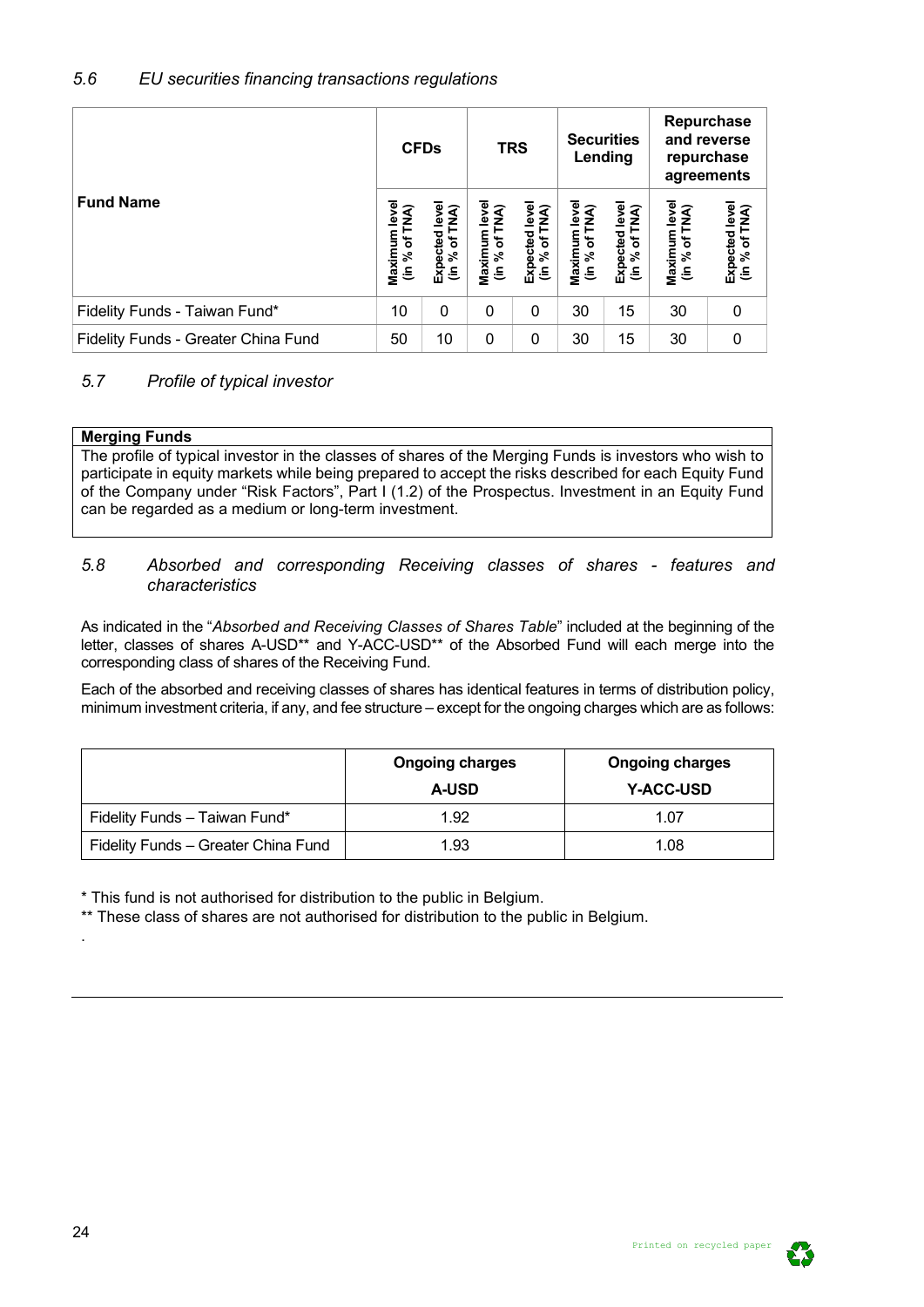### 5.6 *EU securities financing transactions regulations*

| Fund Name | CFDs | | TRS | | Securities Lending | | Repurchase and reverse repurchase agreements | |
|---|---|---|---|---|---|---|---|---|
| | Maximum level (in % of TNA) | Expected level (in % of TNA) | Maximum level (in % of TNA) | Expected level (in % of TNA) | Maximum level (in % of TNA) | Expected level (in % of TNA) | Maximum level (in % of TNA) | Expected level (in % of TNA) |
| Fidelity Funds - Taiwan Fund* | 10 | 0 | 0 | 0 | 30 | 15 | 30 | 0 |
| Fidelity Funds - Greater China Fund | 50 | 10 | 0 | 0 | 30 | 15 | 30 | 0 |

### 5.7 *Profile of typical investor*

| Merging Funds |
|---|
| The profile of typical investor in the classes of shares of the Merging Funds is investors who wish to participate in equity markets while being prepared to accept the risks described for each Equity Fund of the Company under "Risk Factors", Part I (1.2) of the Prospectus. Investment in an Equity Fund can be regarded as a medium or long-term investment. |

### 5.8 *Absorbed and corresponding Receiving classes of shares - features and characteristics*

As indicated in the "*Absorbed and Receiving Classes of Shares Table*" included at the beginning of the letter, classes of shares A-USD** and Y-ACC-USD** of the Absorbed Fund will each merge into the corresponding class of shares of the Receiving Fund.

Each of the absorbed and receiving classes of shares has identical features in terms of distribution policy, minimum investment criteria, if any, and fee structure – except for the ongoing charges which are as follows:

| | Ongoing charges A-USD | Ongoing charges Y-ACC-USD |
|---|---|---|
| Fidelity Funds – Taiwan Fund* | 1.92 | 1.07 |
| Fidelity Funds – Greater China Fund | 1.93 | 1.08 |

\* This fund is not authorised for distribution to the public in Belgium.

** These class of shares are not authorised for distribution to the public in Belgium.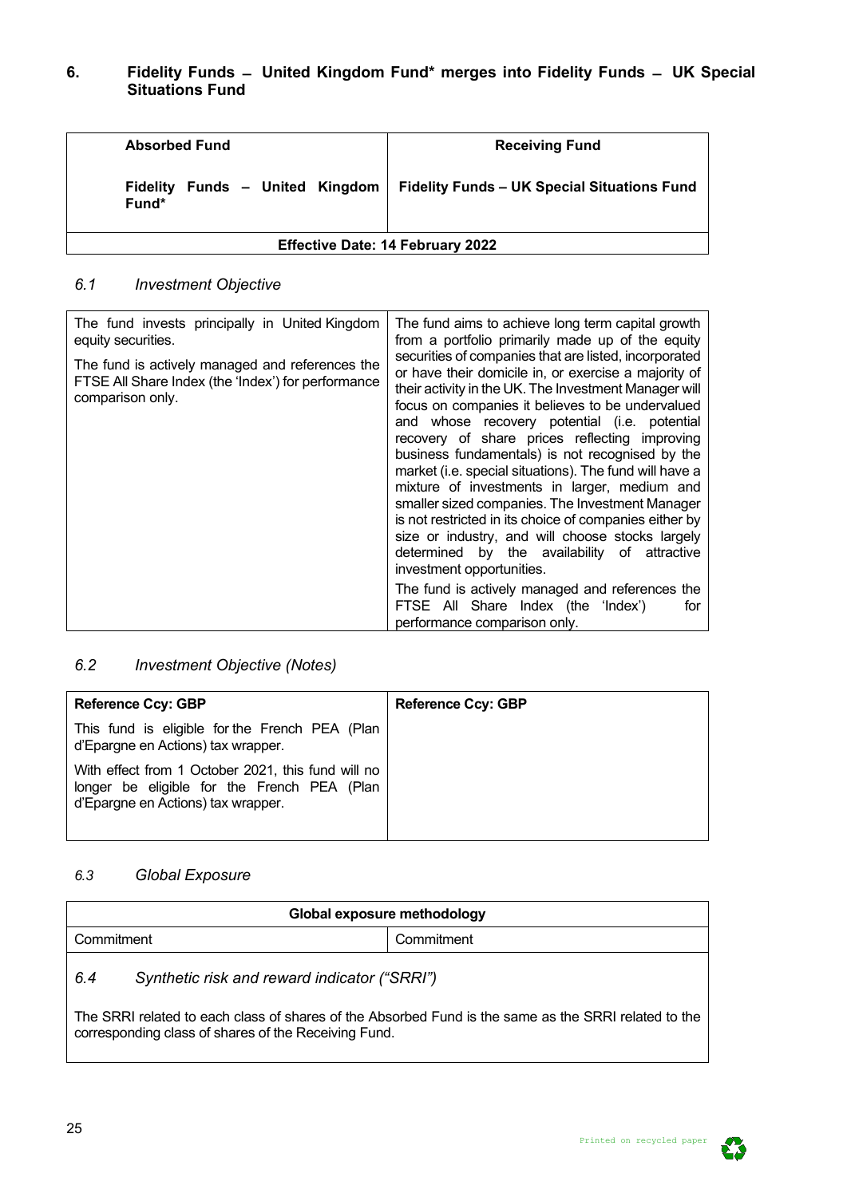## 6. Fidelity Funds – United Kingdom Fund* merges into Fidelity Funds – UK Special Situations Fund

| Absorbed Fund | Receiving Fund |
|---|---|
| **Fidelity Funds – United Kingdom Fund*** | **Fidelity Funds – UK Special Situations Fund** |
| **Effective Date: 14 February 2022** | |

### *6.1 Investment Objective*

| | |
|---|---|
| The fund invests principally in United Kingdom equity securities.<br><br>The fund is actively managed and references the FTSE All Share Index (the 'Index') for performance comparison only. | The fund aims to achieve long term capital growth from a portfolio primarily made up of the equity securities of companies that are listed, incorporated or have their domicile in, or exercise a majority of their activity in the UK. The Investment Manager will focus on companies it believes to be undervalued and whose recovery potential (i.e. potential recovery of share prices reflecting improving business fundamentals) is not recognised by the market (i.e. special situations). The fund will have a mixture of investments in larger, medium and smaller sized companies. The Investment Manager is not restricted in its choice of companies either by size or industry, and will choose stocks largely determined by the availability of attractive investment opportunities.<br><br>The fund is actively managed and references the FTSE All Share Index (the 'Index') for performance comparison only. |

### *6.2 Investment Objective (Notes)*

| **Reference Ccy: GBP** | **Reference Ccy: GBP** |
|---|---|
| This fund is eligible for the French PEA (Plan d'Epargne en Actions) tax wrapper.<br><br>With effect from 1 October 2021, this fund will no longer be eligible for the French PEA (Plan d'Epargne en Actions) tax wrapper. | |

### *6.3 Global Exposure*

| Global exposure methodology | |
|---|---|
| Commitment | Commitment |

### *6.4 Synthetic risk and reward indicator ("SRRI")*

The SRRI related to each class of shares of the Absorbed Fund is the same as the SRRI related to the corresponding class of shares of the Receiving Fund.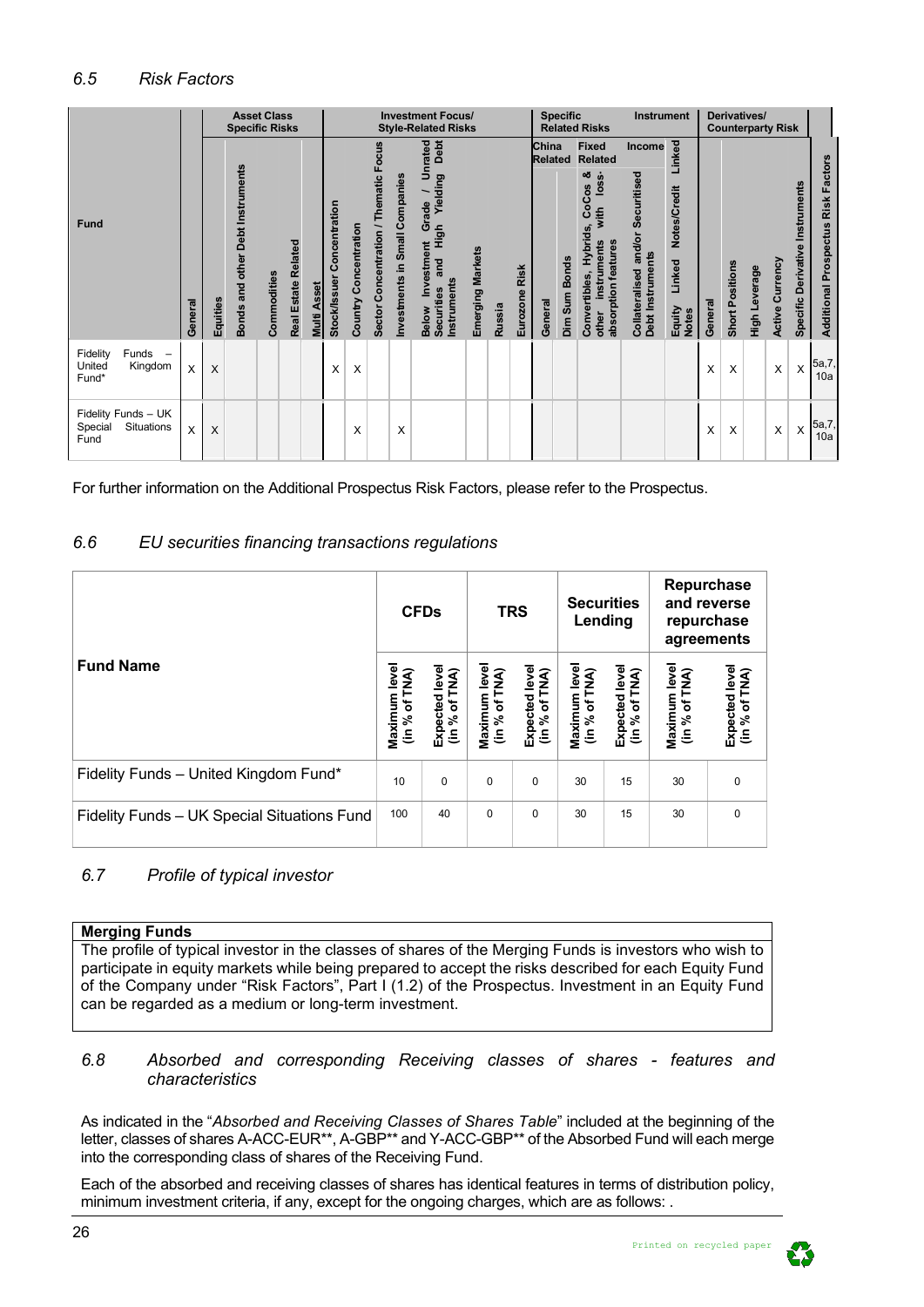### 6.5 *Risk Factors*

| Fund | | Asset Class Specific Risks | | | | | Investment Focus/ Style-Related Risks | | | | | | | | Specific Related Risks | | | | Instrument | Derivatives/ Counterparty Risk | | | | | |
|---|---|---|---|---|---|---|---|---|---|---|---|---|---|---|---|---|---|---|---|---|---|---|---|---|---|
| | | | | | | | | | | | | | | | China Related | | Fixed Income Related | | | | | | | | |
| | General | Equities | Bonds and other Debt Instruments | Commodities | Real Estate Related | Multi Asset | Stock/Issuer Concentration | Country Concentration | Sector Concentration / Thematic Focus | Investments in Small Companies | Below Investment Grade / Unrated Securities and High Yielding Debt Instruments | Emerging Markets | Russia | Eurozone Risk | General | Dim Sum Bonds | Convertibles, Hybrids, CoCos & other instruments with loss-absorption features | Collateralised and/or Securitised Debt Instruments | Equity Linked Notes/Credit Linked Notes | General | Short Positions | High Leverage | Active Currency | Specific Derivative Instruments | Additional Prospectus Risk Factors |
| Fidelity Funds – United Kingdom Fund* | X | X | | | | | X | X | | | | | | | | | | | | X | X | | X | X | 5a,7, 10a |
| Fidelity Funds – UK Special Situations Fund | X | X | | | | | | X | | X | | | | | | | | | | X | X | | X | X | 5a,7, 10a |

For further information on the Additional Prospectus Risk Factors, please refer to the Prospectus.

### 6.6 *EU securities financing transactions regulations*

| Fund Name | CFDs | | TRS | | Securities Lending | | Repurchase and reverse repurchase agreements | |
|---|---|---|---|---|---|---|---|---|
| | Maximum level (in % of TNA) | Expected level (in % of TNA) | Maximum level (in % of TNA) | Expected level (in % of TNA) | Maximum level (in % of TNA) | Expected level (in % of TNA) | Maximum level (in % of TNA) | Expected level (in % of TNA) |
| Fidelity Funds – United Kingdom Fund* | 10 | 0 | 0 | 0 | 30 | 15 | 30 | 0 |
| Fidelity Funds – UK Special Situations Fund | 100 | 40 | 0 | 0 | 30 | 15 | 30 | 0 |

### 6.7 *Profile of typical investor*

| **Merging Funds** |
|---|
| The profile of typical investor in the classes of shares of the Merging Funds is investors who wish to participate in equity markets while being prepared to accept the risks described for each Equity Fund of the Company under "Risk Factors", Part I (1.2) of the Prospectus. Investment in an Equity Fund can be regarded as a medium or long-term investment. |

### 6.8 *Absorbed and corresponding Receiving classes of shares - features and characteristics*

As indicated in the "*Absorbed and Receiving Classes of Shares Table*" included at the beginning of the letter, classes of shares A-ACC-EUR**, A-GBP** and Y-ACC-GBP** of the Absorbed Fund will each merge into the corresponding class of shares of the Receiving Fund.

Each of the absorbed and receiving classes of shares has identical features in terms of distribution policy, minimum investment criteria, if any, except for the ongoing charges, which are as follows: .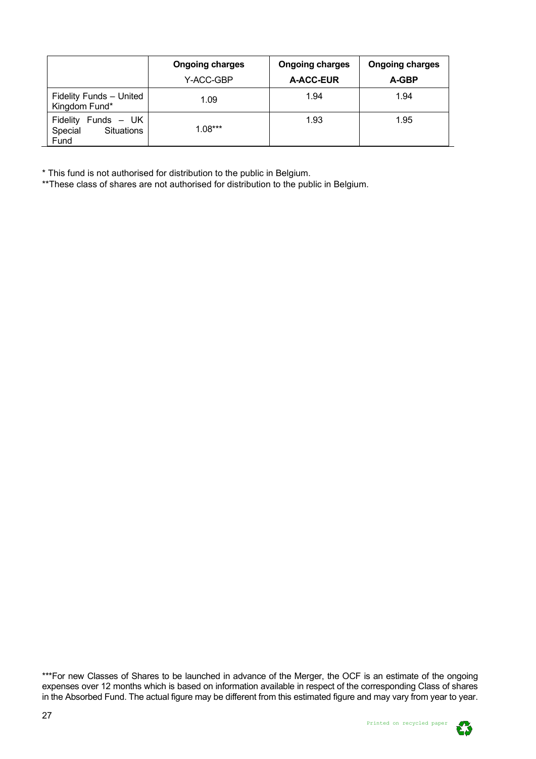| | Ongoing charges Y-ACC-GBP | Ongoing charges A-ACC-EUR | Ongoing charges A-GBP |
|---|---|---|---|
| Fidelity Funds – United Kingdom Fund* | 1.09 | 1.94 | 1.94 |
| Fidelity Funds – UK Special Situations Fund | 1.08*** | 1.93 | 1.95 |

* This fund is not authorised for distribution to the public in Belgium.

**These class of shares are not authorised for distribution to the public in Belgium.

***For new Classes of Shares to be launched in advance of the Merger, the OCF is an estimate of the ongoing expenses over 12 months which is based on information available in respect of the corresponding Class of shares in the Absorbed Fund. The actual figure may be different from this estimated figure and may vary from year to year.

Printed on recycled paper